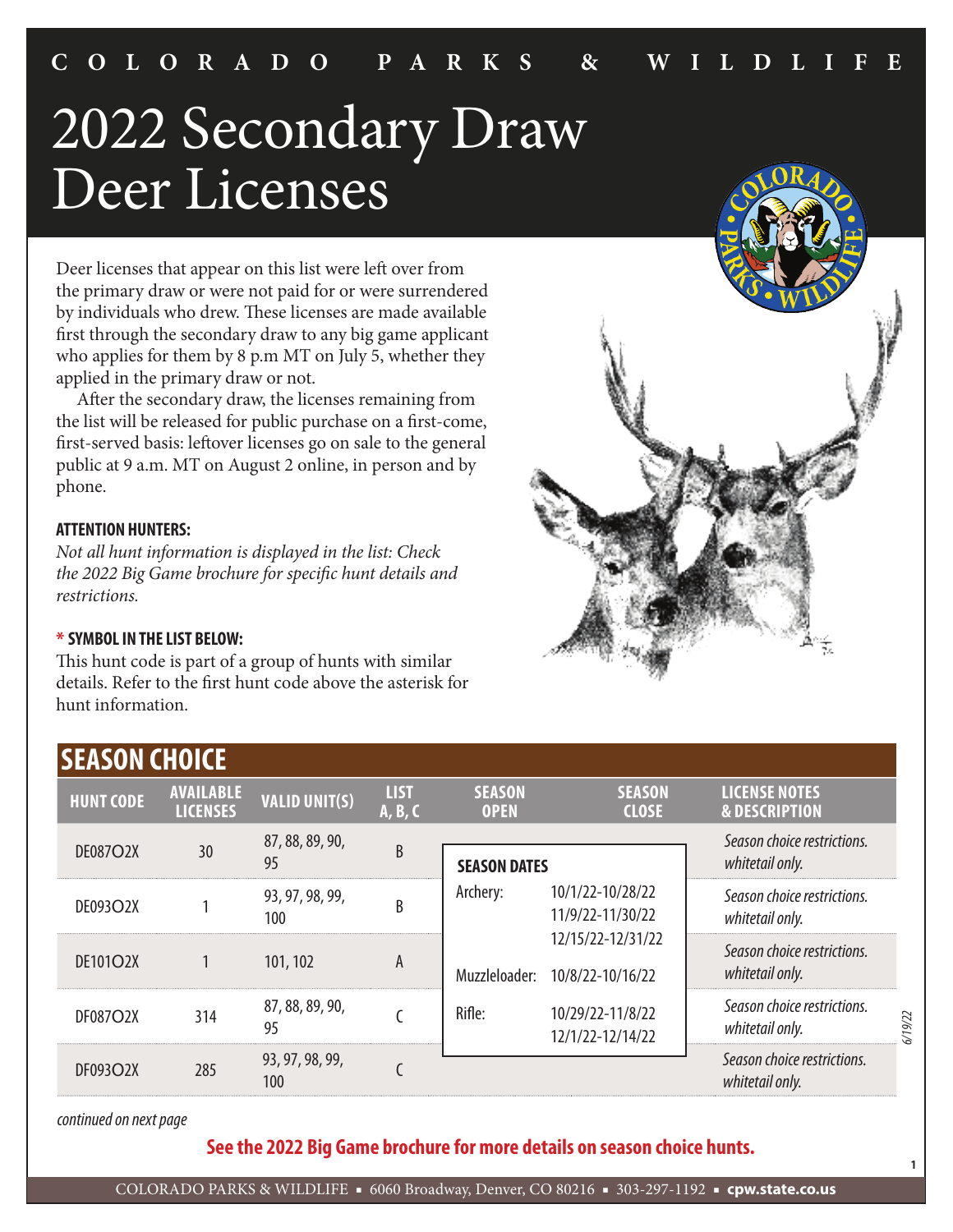COLORADO PARKS & WILDLIFE

# 2022 Secondary Draw Deer Licenses

Deer licenses that appear on this list were left over from the primary draw or were not paid for or were surrendered by individuals who drew. These licenses are made available first through the secondary draw to any big game applicant who applies for them by 8 p.m MT on July 5, whether they applied in the primary draw or not.

After the secondary draw, the licenses remaining from the list will be released for public purchase on a first-come, first-served basis: leftover licenses go on sale to the general public at 9 a.m. MT on August 2 online, in person and by phone.

**ATTENTION HUNTERS:**

*Not all hunt information is displayed in the list: Check the 2022 Big Game brochure for specific hunt details and restrictions.*

**\* SYMBOL IN THE LIST BELOW:**

This hunt code is part of a group of hunts with similar details. Refer to the first hunt code above the asterisk for hunt information.

## SEASON CHOICE

| HUNT CODE | AVAILABLE LICENSES | VALID UNIT(S) | LIST A, B, C | SEASON OPEN | SEASON CLOSE | LICENSE NOTES & DESCRIPTION |
|---|---|---|---|---|---|---|
| DE087O2X | 30 | 87, 88, 89, 90, 95 | B | | | *Season choice restrictions. whitetail only.* |
| DE093O2X | 1 | 93, 97, 98, 99, 100 | B | | | *Season choice restrictions. whitetail only.* |
| DE101O2X | 1 | 101, 102 | A | | | *Season choice restrictions. whitetail only.* |
| DF087O2X | 314 | 87, 88, 89, 90, 95 | C | | | *Season choice restrictions. whitetail only.* |
| DF093O2X | 285 | 93, 97, 98, 99, 100 | C | | | *Season choice restrictions. whitetail only.* |

**SEASON DATES**

| | |
|---|---|
| Archery: | 10/1/22-10/28/22<br>11/9/22-11/30/22<br>12/15/22-12/31/22 |
| Muzzleloader: | 10/8/22-10/16/22 |
| Rifle: | 10/29/22-11/8/22<br>12/1/22-12/14/22 |

*continued on next page*

**See the 2022 Big Game brochure for more details on season choice hunts.**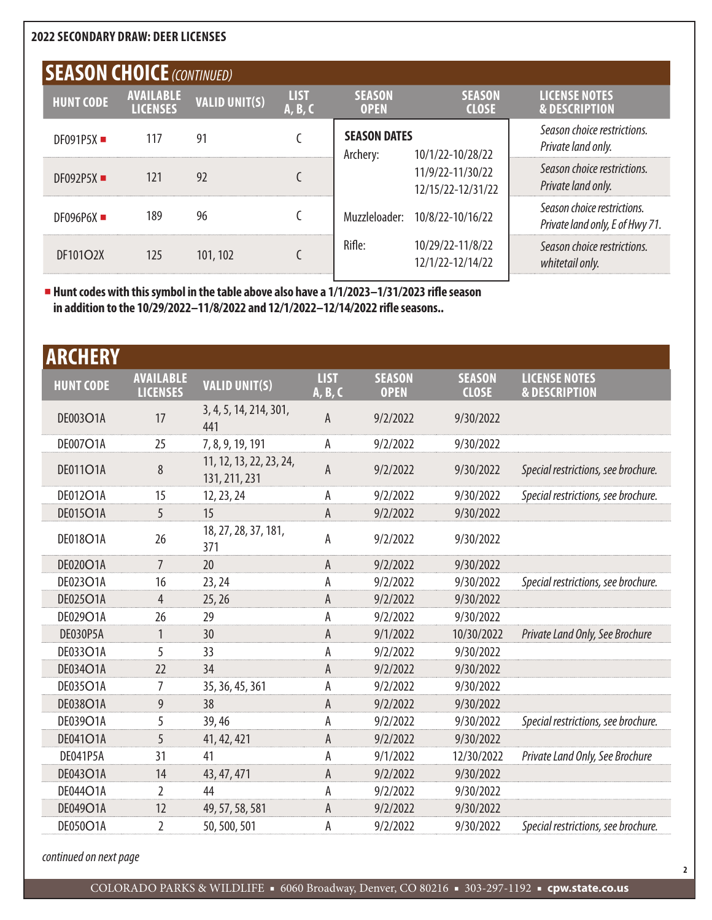**2022 SECONDARY DRAW: DEER LICENSES**

## SEASON CHOICE *(CONTINUED)*

| HUNT CODE | AVAILABLE LICENSES | VALID UNIT(S) | LIST A, B, C | SEASON OPEN | SEASON CLOSE | LICENSE NOTES & DESCRIPTION |
|---|---|---|---|---|---|---|
| DF091P5X ■ | 117 | 91 | C | **SEASON DATES** Archery: | 10/1/22-10/28/22 | *Season choice restrictions. Private land only.* |
| DF092P5X ■ | 121 | 92 | C | | 11/9/22-11/30/22 12/15/22-12/31/22 | *Season choice restrictions. Private land only.* |
| DF096P6X ■ | 189 | 96 | C | Muzzleloader: | 10/8/22-10/16/22 | *Season choice restrictions. Private land only, E of Hwy 71.* |
| DF101O2X | 125 | 101, 102 | C | Rifle: | 10/29/22-11/8/22 12/1/22-12/14/22 | *Season choice restrictions. whitetail only.* |

■ **Hunt codes with this symbol in the table above also have a 1/1/2023–1/31/2023 rifle season in addition to the 10/29/2022–11/8/2022 and 12/1/2022–12/14/2022 rifle seasons..**

## ARCHERY

| HUNT CODE | AVAILABLE LICENSES | VALID UNIT(S) | LIST A, B, C | SEASON OPEN | SEASON CLOSE | LICENSE NOTES & DESCRIPTION |
|---|---|---|---|---|---|---|
| DE003O1A | 17 | 3, 4, 5, 14, 214, 301, 441 | A | 9/2/2022 | 9/30/2022 | |
| DE007O1A | 25 | 7, 8, 9, 19, 191 | A | 9/2/2022 | 9/30/2022 | |
| DE011O1A | 8 | 11, 12, 13, 22, 23, 24, 131, 211, 231 | A | 9/2/2022 | 9/30/2022 | *Special restrictions, see brochure.* |
| DE012O1A | 15 | 12, 23, 24 | A | 9/2/2022 | 9/30/2022 | *Special restrictions, see brochure.* |
| DE015O1A | 5 | 15 | A | 9/2/2022 | 9/30/2022 | |
| DE018O1A | 26 | 18, 27, 28, 37, 181, 371 | A | 9/2/2022 | 9/30/2022 | |
| DE020O1A | 7 | 20 | A | 9/2/2022 | 9/30/2022 | |
| DE023O1A | 16 | 23, 24 | A | 9/2/2022 | 9/30/2022 | *Special restrictions, see brochure.* |
| DE025O1A | 4 | 25, 26 | A | 9/2/2022 | 9/30/2022 | |
| DE029O1A | 26 | 29 | A | 9/2/2022 | 9/30/2022 | |
| DE030P5A | 1 | 30 | A | 9/1/2022 | 10/30/2022 | *Private Land Only, See Brochure* |
| DE033O1A | 5 | 33 | A | 9/2/2022 | 9/30/2022 | |
| DE034O1A | 22 | 34 | A | 9/2/2022 | 9/30/2022 | |
| DE035O1A | 7 | 35, 36, 45, 361 | A | 9/2/2022 | 9/30/2022 | |
| DE038O1A | 9 | 38 | A | 9/2/2022 | 9/30/2022 | |
| DE039O1A | 5 | 39, 46 | A | 9/2/2022 | 9/30/2022 | *Special restrictions, see brochure.* |
| DE041O1A | 5 | 41, 42, 421 | A | 9/2/2022 | 9/30/2022 | |
| DE041P5A | 31 | 41 | A | 9/1/2022 | 12/30/2022 | *Private Land Only, See Brochure* |
| DE043O1A | 14 | 43, 47, 471 | A | 9/2/2022 | 9/30/2022 | |
| DE044O1A | 2 | 44 | A | 9/2/2022 | 9/30/2022 | |
| DE049O1A | 12 | 49, 57, 58, 581 | A | 9/2/2022 | 9/30/2022 | |
| DE050O1A | 2 | 50, 500, 501 | A | 9/2/2022 | 9/30/2022 | *Special restrictions, see brochure.* |

*continued on next page*

COLORADO PARKS & WILDLIFE ▪ 6060 Broadway, Denver, CO 80216 ▪ 303-297-1192 ▪ **cpw.state.co.us**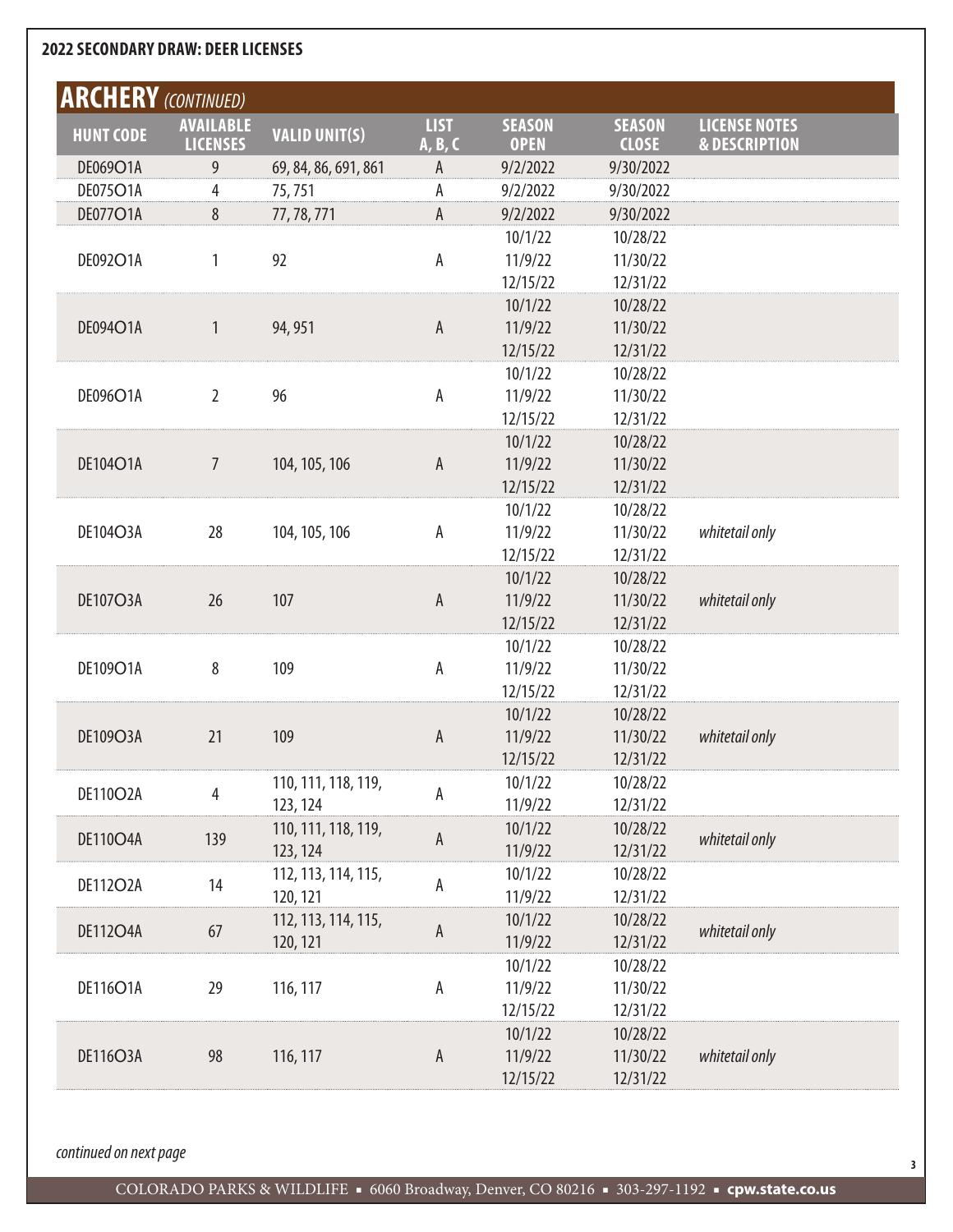**2022 SECONDARY DRAW: DEER LICENSES**

## ARCHERY *(CONTINUED)*

| HUNT CODE | AVAILABLE LICENSES | VALID UNIT(S) | LIST A, B, C | SEASON OPEN | SEASON CLOSE | LICENSE NOTES & DESCRIPTION |
|---|---|---|---|---|---|---|
| DE069O1A | 9 | 69, 84, 86, 691, 861 | A | 9/2/2022 | 9/30/2022 | |
| DE075O1A | 4 | 75, 751 | A | 9/2/2022 | 9/30/2022 | |
| DE077O1A | 8 | 77, 78, 771 | A | 9/2/2022 | 9/30/2022 | |
| DE092O1A | 1 | 92 | A | 10/1/22<br>11/9/22<br>12/15/22 | 10/28/22<br>11/30/22<br>12/31/22 | |
| DE094O1A | 1 | 94, 951 | A | 10/1/22<br>11/9/22<br>12/15/22 | 10/28/22<br>11/30/22<br>12/31/22 | |
| DE096O1A | 2 | 96 | A | 10/1/22<br>11/9/22<br>12/15/22 | 10/28/22<br>11/30/22<br>12/31/22 | |
| DE104O1A | 7 | 104, 105, 106 | A | 10/1/22<br>11/9/22<br>12/15/22 | 10/28/22<br>11/30/22<br>12/31/22 | |
| DE104O3A | 28 | 104, 105, 106 | A | 10/1/22<br>11/9/22<br>12/15/22 | 10/28/22<br>11/30/22<br>12/31/22 | *whitetail only* |
| DE107O3A | 26 | 107 | A | 10/1/22<br>11/9/22<br>12/15/22 | 10/28/22<br>11/30/22<br>12/31/22 | *whitetail only* |
| DE109O1A | 8 | 109 | A | 10/1/22<br>11/9/22<br>12/15/22 | 10/28/22<br>11/30/22<br>12/31/22 | |
| DE109O3A | 21 | 109 | A | 10/1/22<br>11/9/22<br>12/15/22 | 10/28/22<br>11/30/22<br>12/31/22 | *whitetail only* |
| DE110O2A | 4 | 110, 111, 118, 119, 123, 124 | A | 10/1/22<br>11/9/22 | 10/28/22<br>12/31/22 | |
| DE110O4A | 139 | 110, 111, 118, 119, 123, 124 | A | 10/1/22<br>11/9/22 | 10/28/22<br>12/31/22 | *whitetail only* |
| DE112O2A | 14 | 112, 113, 114, 115, 120, 121 | A | 10/1/22<br>11/9/22 | 10/28/22<br>12/31/22 | |
| DE112O4A | 67 | 112, 113, 114, 115, 120, 121 | A | 10/1/22<br>11/9/22 | 10/28/22<br>12/31/22 | *whitetail only* |
| DE116O1A | 29 | 116, 117 | A | 10/1/22<br>11/9/22<br>12/15/22 | 10/28/22<br>11/30/22<br>12/31/22 | |
| DE116O3A | 98 | 116, 117 | A | 10/1/22<br>11/9/22<br>12/15/22 | 10/28/22<br>11/30/22<br>12/31/22 | *whitetail only* |

*continued on next page*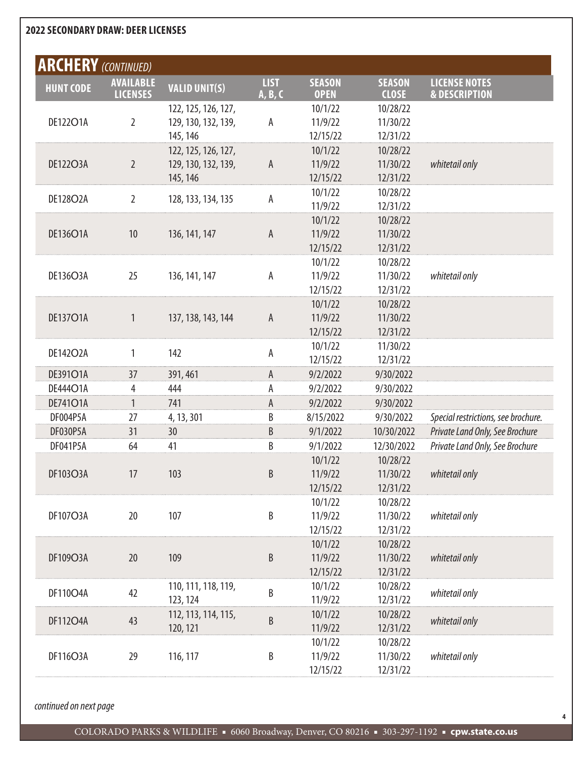**2022 SECONDARY DRAW: DEER LICENSES**

## ARCHERY *(CONTINUED)*

| HUNT CODE | AVAILABLE LICENSES | VALID UNIT(S) | LIST A, B, C | SEASON OPEN | SEASON CLOSE | LICENSE NOTES & DESCRIPTION |
|---|---|---|---|---|---|---|
| DE122O1A | 2 | 122, 125, 126, 127, 129, 130, 132, 139, 145, 146 | A | 10/1/22<br>11/9/22<br>12/15/22 | 10/28/22<br>11/30/22<br>12/31/22 | |
| DE122O3A | 2 | 122, 125, 126, 127, 129, 130, 132, 139, 145, 146 | A | 10/1/22<br>11/9/22<br>12/15/22 | 10/28/22<br>11/30/22<br>12/31/22 | *whitetail only* |
| DE128O2A | 2 | 128, 133, 134, 135 | A | 10/1/22<br>11/9/22 | 10/28/22<br>12/31/22 | |
| DE136O1A | 10 | 136, 141, 147 | A | 10/1/22<br>11/9/22<br>12/15/22 | 10/28/22<br>11/30/22<br>12/31/22 | |
| DE136O3A | 25 | 136, 141, 147 | A | 10/1/22<br>11/9/22<br>12/15/22 | 10/28/22<br>11/30/22<br>12/31/22 | *whitetail only* |
| DE137O1A | 1 | 137, 138, 143, 144 | A | 10/1/22<br>11/9/22<br>12/15/22 | 10/28/22<br>11/30/22<br>12/31/22 | |
| DE142O2A | 1 | 142 | A | 10/1/22<br>12/15/22 | 11/30/22<br>12/31/22 | |
| DE391O1A | 37 | 391, 461 | A | 9/2/2022 | 9/30/2022 | |
| DE444O1A | 4 | 444 | A | 9/2/2022 | 9/30/2022 | |
| DE741O1A | 1 | 741 | A | 9/2/2022 | 9/30/2022 | |
| DF004P5A | 27 | 4, 13, 301 | B | 8/15/2022 | 9/30/2022 | *Special restrictions, see brochure.* |
| DF030P5A | 31 | 30 | B | 9/1/2022 | 10/30/2022 | *Private Land Only, See Brochure* |
| DF041P5A | 64 | 41 | B | 9/1/2022 | 12/30/2022 | *Private Land Only, See Brochure* |
| DF103O3A | 17 | 103 | B | 10/1/22<br>11/9/22<br>12/15/22 | 10/28/22<br>11/30/22<br>12/31/22 | *whitetail only* |
| DF107O3A | 20 | 107 | B | 10/1/22<br>11/9/22<br>12/15/22 | 10/28/22<br>11/30/22<br>12/31/22 | *whitetail only* |
| DF109O3A | 20 | 109 | B | 10/1/22<br>11/9/22<br>12/15/22 | 10/28/22<br>11/30/22<br>12/31/22 | *whitetail only* |
| DF110O4A | 42 | 110, 111, 118, 119, 123, 124 | B | 10/1/22<br>11/9/22 | 10/28/22<br>12/31/22 | *whitetail only* |
| DF112O4A | 43 | 112, 113, 114, 115, 120, 121 | B | 10/1/22<br>11/9/22 | 10/28/22<br>12/31/22 | *whitetail only* |
| DF116O3A | 29 | 116, 117 | B | 10/1/22<br>11/9/22<br>12/15/22 | 10/28/22<br>11/30/22<br>12/31/22 | *whitetail only* |

*continued on next page*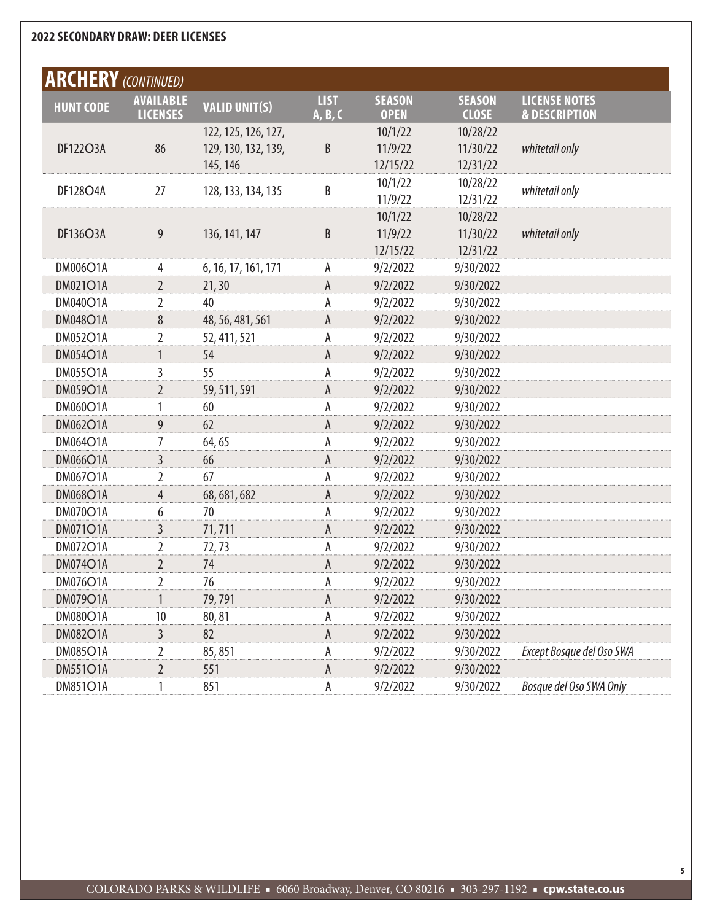**2022 SECONDARY DRAW: DEER LICENSES**

## ARCHERY *(CONTINUED)*

| HUNT CODE | AVAILABLE LICENSES | VALID UNIT(S) | LIST A, B, C | SEASON OPEN | SEASON CLOSE | LICENSE NOTES & DESCRIPTION |
|---|---|---|---|---|---|---|
| DF122O3A | 86 | 122, 125, 126, 127, 129, 130, 132, 139, 145, 146 | B | 10/1/22<br>11/9/22<br>12/15/22 | 10/28/22<br>11/30/22<br>12/31/22 | *whitetail only* |
| DF128O4A | 27 | 128, 133, 134, 135 | B | 10/1/22<br>11/9/22 | 10/28/22<br>12/31/22 | *whitetail only* |
| DF136O3A | 9 | 136, 141, 147 | B | 10/1/22<br>11/9/22<br>12/15/22 | 10/28/22<br>11/30/22<br>12/31/22 | *whitetail only* |
| DM006O1A | 4 | 6, 16, 17, 161, 171 | A | 9/2/2022 | 9/30/2022 | |
| DM021O1A | 2 | 21, 30 | A | 9/2/2022 | 9/30/2022 | |
| DM040O1A | 2 | 40 | A | 9/2/2022 | 9/30/2022 | |
| DM048O1A | 8 | 48, 56, 481, 561 | A | 9/2/2022 | 9/30/2022 | |
| DM052O1A | 2 | 52, 411, 521 | A | 9/2/2022 | 9/30/2022 | |
| DM054O1A | 1 | 54 | A | 9/2/2022 | 9/30/2022 | |
| DM055O1A | 3 | 55 | A | 9/2/2022 | 9/30/2022 | |
| DM059O1A | 2 | 59, 511, 591 | A | 9/2/2022 | 9/30/2022 | |
| DM060O1A | 1 | 60 | A | 9/2/2022 | 9/30/2022 | |
| DM062O1A | 9 | 62 | A | 9/2/2022 | 9/30/2022 | |
| DM064O1A | 7 | 64, 65 | A | 9/2/2022 | 9/30/2022 | |
| DM066O1A | 3 | 66 | A | 9/2/2022 | 9/30/2022 | |
| DM067O1A | 2 | 67 | A | 9/2/2022 | 9/30/2022 | |
| DM068O1A | 4 | 68, 681, 682 | A | 9/2/2022 | 9/30/2022 | |
| DM070O1A | 6 | 70 | A | 9/2/2022 | 9/30/2022 | |
| DM071O1A | 3 | 71, 711 | A | 9/2/2022 | 9/30/2022 | |
| DM072O1A | 2 | 72, 73 | A | 9/2/2022 | 9/30/2022 | |
| DM074O1A | 2 | 74 | A | 9/2/2022 | 9/30/2022 | |
| DM076O1A | 2 | 76 | A | 9/2/2022 | 9/30/2022 | |
| DM079O1A | 1 | 79, 791 | A | 9/2/2022 | 9/30/2022 | |
| DM080O1A | 10 | 80, 81 | A | 9/2/2022 | 9/30/2022 | |
| DM082O1A | 3 | 82 | A | 9/2/2022 | 9/30/2022 | |
| DM085O1A | 2 | 85, 851 | A | 9/2/2022 | 9/30/2022 | *Except Bosque del Oso SWA* |
| DM551O1A | 2 | 551 | A | 9/2/2022 | 9/30/2022 | |
| DM851O1A | 1 | 851 | A | 9/2/2022 | 9/30/2022 | *Bosque del Oso SWA Only* |

COLORADO PARKS & WILDLIFE ▪ 6060 Broadway, Denver, CO 80216 ▪ 303-297-1192 ▪ **cpw.state.co.us**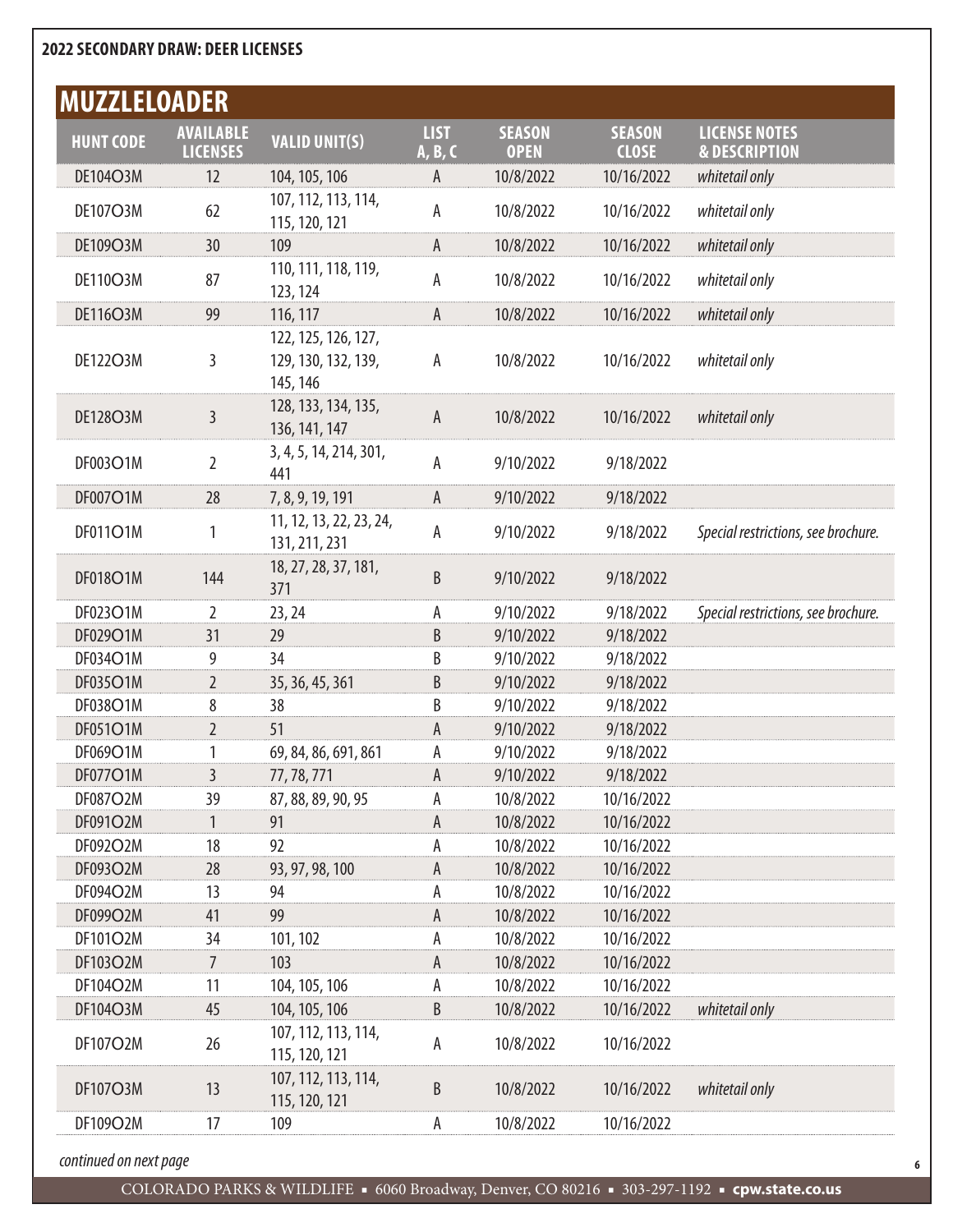## 2022 SECONDARY DRAW: DEER LICENSES

# MUZZLELOADER

| HUNT CODE | AVAILABLE LICENSES | VALID UNIT(S) | LIST A, B, C | SEASON OPEN | SEASON CLOSE | LICENSE NOTES & DESCRIPTION |
|---|---|---|---|---|---|---|
| DE104O3M | 12 | 104, 105, 106 | A | 10/8/2022 | 10/16/2022 | *whitetail only* |
| DE107O3M | 62 | 107, 112, 113, 114, 115, 120, 121 | A | 10/8/2022 | 10/16/2022 | *whitetail only* |
| DE109O3M | 30 | 109 | A | 10/8/2022 | 10/16/2022 | *whitetail only* |
| DE110O3M | 87 | 110, 111, 118, 119, 123, 124 | A | 10/8/2022 | 10/16/2022 | *whitetail only* |
| DE116O3M | 99 | 116, 117 | A | 10/8/2022 | 10/16/2022 | *whitetail only* |
| DE122O3M | 3 | 122, 125, 126, 127, 129, 130, 132, 139, 145, 146 | A | 10/8/2022 | 10/16/2022 | *whitetail only* |
| DE128O3M | 3 | 128, 133, 134, 135, 136, 141, 147 | A | 10/8/2022 | 10/16/2022 | *whitetail only* |
| DF003O1M | 2 | 3, 4, 5, 14, 214, 301, 441 | A | 9/10/2022 | 9/18/2022 | |
| DF007O1M | 28 | 7, 8, 9, 19, 191 | A | 9/10/2022 | 9/18/2022 | |
| DF011O1M | 1 | 11, 12, 13, 22, 23, 24, 131, 211, 231 | A | 9/10/2022 | 9/18/2022 | *Special restrictions, see brochure.* |
| DF018O1M | 144 | 18, 27, 28, 37, 181, 371 | B | 9/10/2022 | 9/18/2022 | |
| DF023O1M | 2 | 23, 24 | A | 9/10/2022 | 9/18/2022 | *Special restrictions, see brochure.* |
| DF029O1M | 31 | 29 | B | 9/10/2022 | 9/18/2022 | |
| DF034O1M | 9 | 34 | B | 9/10/2022 | 9/18/2022 | |
| DF035O1M | 2 | 35, 36, 45, 361 | B | 9/10/2022 | 9/18/2022 | |
| DF038O1M | 8 | 38 | B | 9/10/2022 | 9/18/2022 | |
| DF051O1M | 2 | 51 | A | 9/10/2022 | 9/18/2022 | |
| DF069O1M | 1 | 69, 84, 86, 691, 861 | A | 9/10/2022 | 9/18/2022 | |
| DF077O1M | 3 | 77, 78, 771 | A | 9/10/2022 | 9/18/2022 | |
| DF087O2M | 39 | 87, 88, 89, 90, 95 | A | 10/8/2022 | 10/16/2022 | |
| DF091O2M | 1 | 91 | A | 10/8/2022 | 10/16/2022 | |
| DF092O2M | 18 | 92 | A | 10/8/2022 | 10/16/2022 | |
| DF093O2M | 28 | 93, 97, 98, 100 | A | 10/8/2022 | 10/16/2022 | |
| DF094O2M | 13 | 94 | A | 10/8/2022 | 10/16/2022 | |
| DF099O2M | 41 | 99 | A | 10/8/2022 | 10/16/2022 | |
| DF101O2M | 34 | 101, 102 | A | 10/8/2022 | 10/16/2022 | |
| DF103O2M | 7 | 103 | A | 10/8/2022 | 10/16/2022 | |
| DF104O2M | 11 | 104, 105, 106 | A | 10/8/2022 | 10/16/2022 | |
| DF104O3M | 45 | 104, 105, 106 | B | 10/8/2022 | 10/16/2022 | *whitetail only* |
| DF107O2M | 26 | 107, 112, 113, 114, 115, 120, 121 | A | 10/8/2022 | 10/16/2022 | |
| DF107O3M | 13 | 107, 112, 113, 114, 115, 120, 121 | B | 10/8/2022 | 10/16/2022 | *whitetail only* |
| DF109O2M | 17 | 109 | A | 10/8/2022 | 10/16/2022 | |

*continued on next page*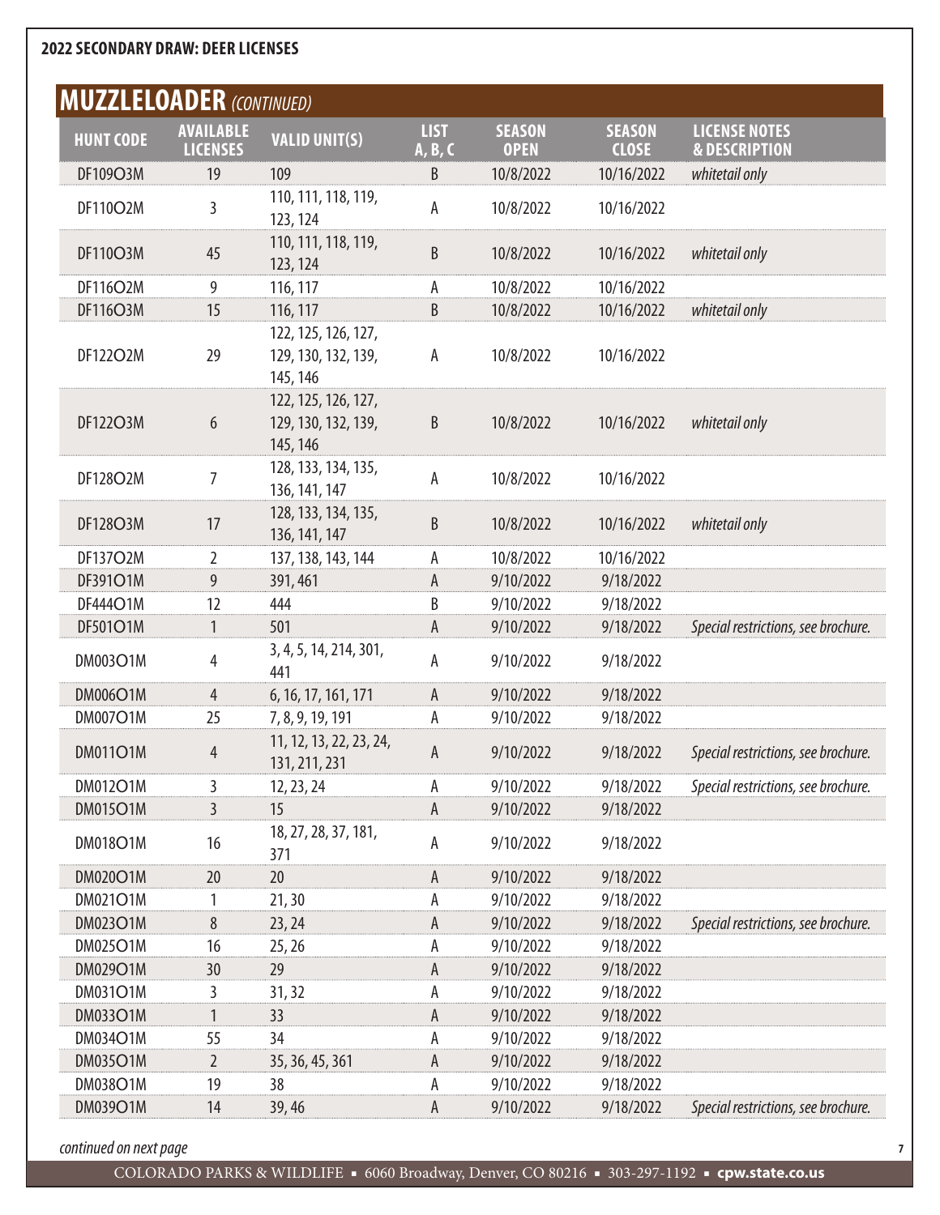## 2022 SECONDARY DRAW: DEER LICENSES

## MUZZLELOADER *(CONTINUED)*

| HUNT CODE | AVAILABLE LICENSES | VALID UNIT(S) | LIST A, B, C | SEASON OPEN | SEASON CLOSE | LICENSE NOTES & DESCRIPTION |
|---|---|---|---|---|---|---|
| DF109O3M | 19 | 109 | B | 10/8/2022 | 10/16/2022 | *whitetail only* |
| DF110O2M | 3 | 110, 111, 118, 119, 123, 124 | A | 10/8/2022 | 10/16/2022 | |
| DF110O3M | 45 | 110, 111, 118, 119, 123, 124 | B | 10/8/2022 | 10/16/2022 | *whitetail only* |
| DF116O2M | 9 | 116, 117 | A | 10/8/2022 | 10/16/2022 | |
| DF116O3M | 15 | 116, 117 | B | 10/8/2022 | 10/16/2022 | *whitetail only* |
| DF122O2M | 29 | 122, 125, 126, 127, 129, 130, 132, 139, 145, 146 | A | 10/8/2022 | 10/16/2022 | |
| DF122O3M | 6 | 122, 125, 126, 127, 129, 130, 132, 139, 145, 146 | B | 10/8/2022 | 10/16/2022 | *whitetail only* |
| DF128O2M | 7 | 128, 133, 134, 135, 136, 141, 147 | A | 10/8/2022 | 10/16/2022 | |
| DF128O3M | 17 | 128, 133, 134, 135, 136, 141, 147 | B | 10/8/2022 | 10/16/2022 | *whitetail only* |
| DF137O2M | 2 | 137, 138, 143, 144 | A | 10/8/2022 | 10/16/2022 | |
| DF391O1M | 9 | 391, 461 | A | 9/10/2022 | 9/18/2022 | |
| DF444O1M | 12 | 444 | B | 9/10/2022 | 9/18/2022 | |
| DF501O1M | 1 | 501 | A | 9/10/2022 | 9/18/2022 | *Special restrictions, see brochure.* |
| DM003O1M | 4 | 3, 4, 5, 14, 214, 301, 441 | A | 9/10/2022 | 9/18/2022 | |
| DM006O1M | 4 | 6, 16, 17, 161, 171 | A | 9/10/2022 | 9/18/2022 | |
| DM007O1M | 25 | 7, 8, 9, 19, 191 | A | 9/10/2022 | 9/18/2022 | |
| DM011O1M | 4 | 11, 12, 13, 22, 23, 24, 131, 211, 231 | A | 9/10/2022 | 9/18/2022 | *Special restrictions, see brochure.* |
| DM012O1M | 3 | 12, 23, 24 | A | 9/10/2022 | 9/18/2022 | *Special restrictions, see brochure.* |
| DM015O1M | 3 | 15 | A | 9/10/2022 | 9/18/2022 | |
| DM018O1M | 16 | 18, 27, 28, 37, 181, 371 | A | 9/10/2022 | 9/18/2022 | |
| DM020O1M | 20 | 20 | A | 9/10/2022 | 9/18/2022 | |
| DM021O1M | 1 | 21, 30 | A | 9/10/2022 | 9/18/2022 | |
| DM023O1M | 8 | 23, 24 | A | 9/10/2022 | 9/18/2022 | *Special restrictions, see brochure.* |
| DM025O1M | 16 | 25, 26 | A | 9/10/2022 | 9/18/2022 | |
| DM029O1M | 30 | 29 | A | 9/10/2022 | 9/18/2022 | |
| DM031O1M | 3 | 31, 32 | A | 9/10/2022 | 9/18/2022 | |
| DM033O1M | 1 | 33 | A | 9/10/2022 | 9/18/2022 | |
| DM034O1M | 55 | 34 | A | 9/10/2022 | 9/18/2022 | |
| DM035O1M | 2 | 35, 36, 45, 361 | A | 9/10/2022 | 9/18/2022 | |
| DM038O1M | 19 | 38 | A | 9/10/2022 | 9/18/2022 | |
| DM039O1M | 14 | 39, 46 | A | 9/10/2022 | 9/18/2022 | *Special restrictions, see brochure.* |

*continued on next page*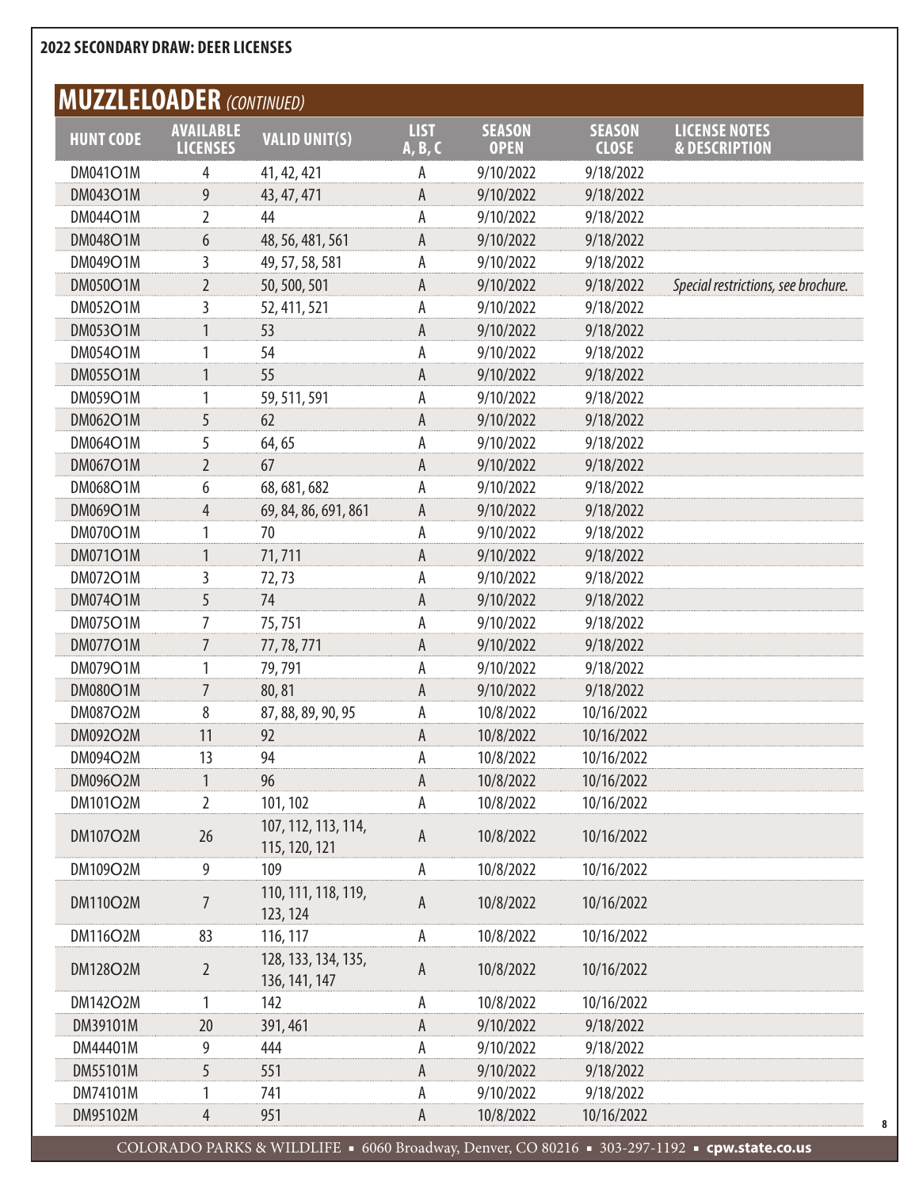**2022 SECONDARY DRAW: DEER LICENSES**

## MUZZLELOADER *(CONTINUED)*

| HUNT CODE | AVAILABLE LICENSES | VALID UNIT(S) | LIST A, B, C | SEASON OPEN | SEASON CLOSE | LICENSE NOTES & DESCRIPTION |
|---|---|---|---|---|---|---|
| DM041O1M | 4 | 41, 42, 421 | A | 9/10/2022 | 9/18/2022 | |
| DM043O1M | 9 | 43, 47, 471 | A | 9/10/2022 | 9/18/2022 | |
| DM044O1M | 2 | 44 | A | 9/10/2022 | 9/18/2022 | |
| DM048O1M | 6 | 48, 56, 481, 561 | A | 9/10/2022 | 9/18/2022 | |
| DM049O1M | 3 | 49, 57, 58, 581 | A | 9/10/2022 | 9/18/2022 | |
| DM050O1M | 2 | 50, 500, 501 | A | 9/10/2022 | 9/18/2022 | *Special restrictions, see brochure.* |
| DM052O1M | 3 | 52, 411, 521 | A | 9/10/2022 | 9/18/2022 | |
| DM053O1M | 1 | 53 | A | 9/10/2022 | 9/18/2022 | |
| DM054O1M | 1 | 54 | A | 9/10/2022 | 9/18/2022 | |
| DM055O1M | 1 | 55 | A | 9/10/2022 | 9/18/2022 | |
| DM059O1M | 1 | 59, 511, 591 | A | 9/10/2022 | 9/18/2022 | |
| DM062O1M | 5 | 62 | A | 9/10/2022 | 9/18/2022 | |
| DM064O1M | 5 | 64, 65 | A | 9/10/2022 | 9/18/2022 | |
| DM067O1M | 2 | 67 | A | 9/10/2022 | 9/18/2022 | |
| DM068O1M | 6 | 68, 681, 682 | A | 9/10/2022 | 9/18/2022 | |
| DM069O1M | 4 | 69, 84, 86, 691, 861 | A | 9/10/2022 | 9/18/2022 | |
| DM070O1M | 1 | 70 | A | 9/10/2022 | 9/18/2022 | |
| DM071O1M | 1 | 71, 711 | A | 9/10/2022 | 9/18/2022 | |
| DM072O1M | 3 | 72, 73 | A | 9/10/2022 | 9/18/2022 | |
| DM074O1M | 5 | 74 | A | 9/10/2022 | 9/18/2022 | |
| DM075O1M | 7 | 75, 751 | A | 9/10/2022 | 9/18/2022 | |
| DM077O1M | 7 | 77, 78, 771 | A | 9/10/2022 | 9/18/2022 | |
| DM079O1M | 1 | 79, 791 | A | 9/10/2022 | 9/18/2022 | |
| DM080O1M | 7 | 80, 81 | A | 9/10/2022 | 9/18/2022 | |
| DM087O2M | 8 | 87, 88, 89, 90, 95 | A | 10/8/2022 | 10/16/2022 | |
| DM092O2M | 11 | 92 | A | 10/8/2022 | 10/16/2022 | |
| DM094O2M | 13 | 94 | A | 10/8/2022 | 10/16/2022 | |
| DM096O2M | 1 | 96 | A | 10/8/2022 | 10/16/2022 | |
| DM101O2M | 2 | 101, 102 | A | 10/8/2022 | 10/16/2022 | |
| DM107O2M | 26 | 107, 112, 113, 114, 115, 120, 121 | A | 10/8/2022 | 10/16/2022 | |
| DM109O2M | 9 | 109 | A | 10/8/2022 | 10/16/2022 | |
| DM110O2M | 7 | 110, 111, 118, 119, 123, 124 | A | 10/8/2022 | 10/16/2022 | |
| DM116O2M | 83 | 116, 117 | A | 10/8/2022 | 10/16/2022 | |
| DM128O2M | 2 | 128, 133, 134, 135, 136, 141, 147 | A | 10/8/2022 | 10/16/2022 | |
| DM142O2M | 1 | 142 | A | 10/8/2022 | 10/16/2022 | |
| DM39101M | 20 | 391, 461 | A | 9/10/2022 | 9/18/2022 | |
| DM44401M | 9 | 444 | A | 9/10/2022 | 9/18/2022 | |
| DM55101M | 5 | 551 | A | 9/10/2022 | 9/18/2022 | |
| DM74101M | 1 | 741 | A | 9/10/2022 | 9/18/2022 | |
| DM95102M | 4 | 951 | A | 10/8/2022 | 10/16/2022 | |

COLORADO PARKS & WILDLIFE ▪ 6060 Broadway, Denver, CO 80216 ▪ 303-297-1192 ▪ **cpw.state.co.us**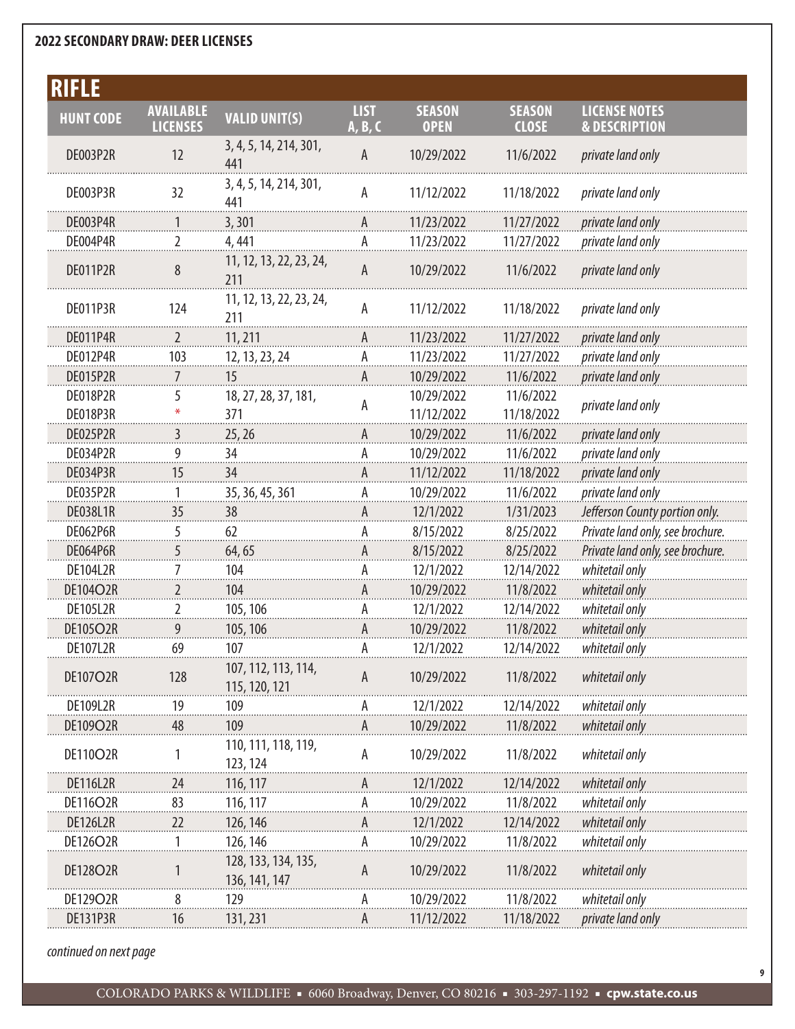## 2022 SECONDARY DRAW: DEER LICENSES

### RIFLE

| HUNT CODE | AVAILABLE LICENSES | VALID UNIT(S) | LIST A, B, C | SEASON OPEN | SEASON CLOSE | LICENSE NOTES & DESCRIPTION |
|---|---|---|---|---|---|---|
| DE003P2R | 12 | 3, 4, 5, 14, 214, 301, 441 | A | 10/29/2022 | 11/6/2022 | *private land only* |
| DE003P3R | 32 | 3, 4, 5, 14, 214, 301, 441 | A | 11/12/2022 | 11/18/2022 | *private land only* |
| DE003P4R | 1 | 3, 301 | A | 11/23/2022 | 11/27/2022 | *private land only* |
| DE004P4R | 2 | 4, 441 | A | 11/23/2022 | 11/27/2022 | *private land only* |
| DE011P2R | 8 | 11, 12, 13, 22, 23, 24, 211 | A | 10/29/2022 | 11/6/2022 | *private land only* |
| DE011P3R | 124 | 11, 12, 13, 22, 23, 24, 211 | A | 11/12/2022 | 11/18/2022 | *private land only* |
| DE011P4R | 2 | 11, 211 | A | 11/23/2022 | 11/27/2022 | *private land only* |
| DE012P4R | 103 | 12, 13, 23, 24 | A | 11/23/2022 | 11/27/2022 | *private land only* |
| DE015P2R | 7 | 15 | A | 10/29/2022 | 11/6/2022 | *private land only* |
| DE018P2R | 5 | 18, 27, 28, 37, 181, 371 | A | 10/29/2022 | 11/6/2022 | *private land only* |
| DE018P3R | * | | | 11/12/2022 | 11/18/2022 | |
| DE025P2R | 3 | 25, 26 | A | 10/29/2022 | 11/6/2022 | *private land only* |
| DE034P2R | 9 | 34 | A | 10/29/2022 | 11/6/2022 | *private land only* |
| DE034P3R | 15 | 34 | A | 11/12/2022 | 11/18/2022 | *private land only* |
| DE035P2R | 1 | 35, 36, 45, 361 | A | 10/29/2022 | 11/6/2022 | *private land only* |
| DE038L1R | 35 | 38 | A | 12/1/2022 | 1/31/2023 | *Jefferson County portion only.* |
| DE062P6R | 5 | 62 | A | 8/15/2022 | 8/25/2022 | *Private land only, see brochure.* |
| DE064P6R | 5 | 64, 65 | A | 8/15/2022 | 8/25/2022 | *Private land only, see brochure.* |
| DE104L2R | 7 | 104 | A | 12/1/2022 | 12/14/2022 | *whitetail only* |
| DE104O2R | 2 | 104 | A | 10/29/2022 | 11/8/2022 | *whitetail only* |
| DE105L2R | 2 | 105, 106 | A | 12/1/2022 | 12/14/2022 | *whitetail only* |
| DE105O2R | 9 | 105, 106 | A | 10/29/2022 | 11/8/2022 | *whitetail only* |
| DE107L2R | 69 | 107 | A | 12/1/2022 | 12/14/2022 | *whitetail only* |
| DE107O2R | 128 | 107, 112, 113, 114, 115, 120, 121 | A | 10/29/2022 | 11/8/2022 | *whitetail only* |
| DE109L2R | 19 | 109 | A | 12/1/2022 | 12/14/2022 | *whitetail only* |
| DE109O2R | 48 | 109 | A | 10/29/2022 | 11/8/2022 | *whitetail only* |
| DE110O2R | 1 | 110, 111, 118, 119, 123, 124 | A | 10/29/2022 | 11/8/2022 | *whitetail only* |
| DE116L2R | 24 | 116, 117 | A | 12/1/2022 | 12/14/2022 | *whitetail only* |
| DE116O2R | 83 | 116, 117 | A | 10/29/2022 | 11/8/2022 | *whitetail only* |
| DE126L2R | 22 | 126, 146 | A | 12/1/2022 | 12/14/2022 | *whitetail only* |
| DE126O2R | 1 | 126, 146 | A | 10/29/2022 | 11/8/2022 | *whitetail only* |
| DE128O2R | 1 | 128, 133, 134, 135, 136, 141, 147 | A | 10/29/2022 | 11/8/2022 | *whitetail only* |
| DE129O2R | 8 | 129 | A | 10/29/2022 | 11/8/2022 | *whitetail only* |
| DE131P3R | 16 | 131, 231 | A | 11/12/2022 | 11/18/2022 | *private land only* |

*continued on next page*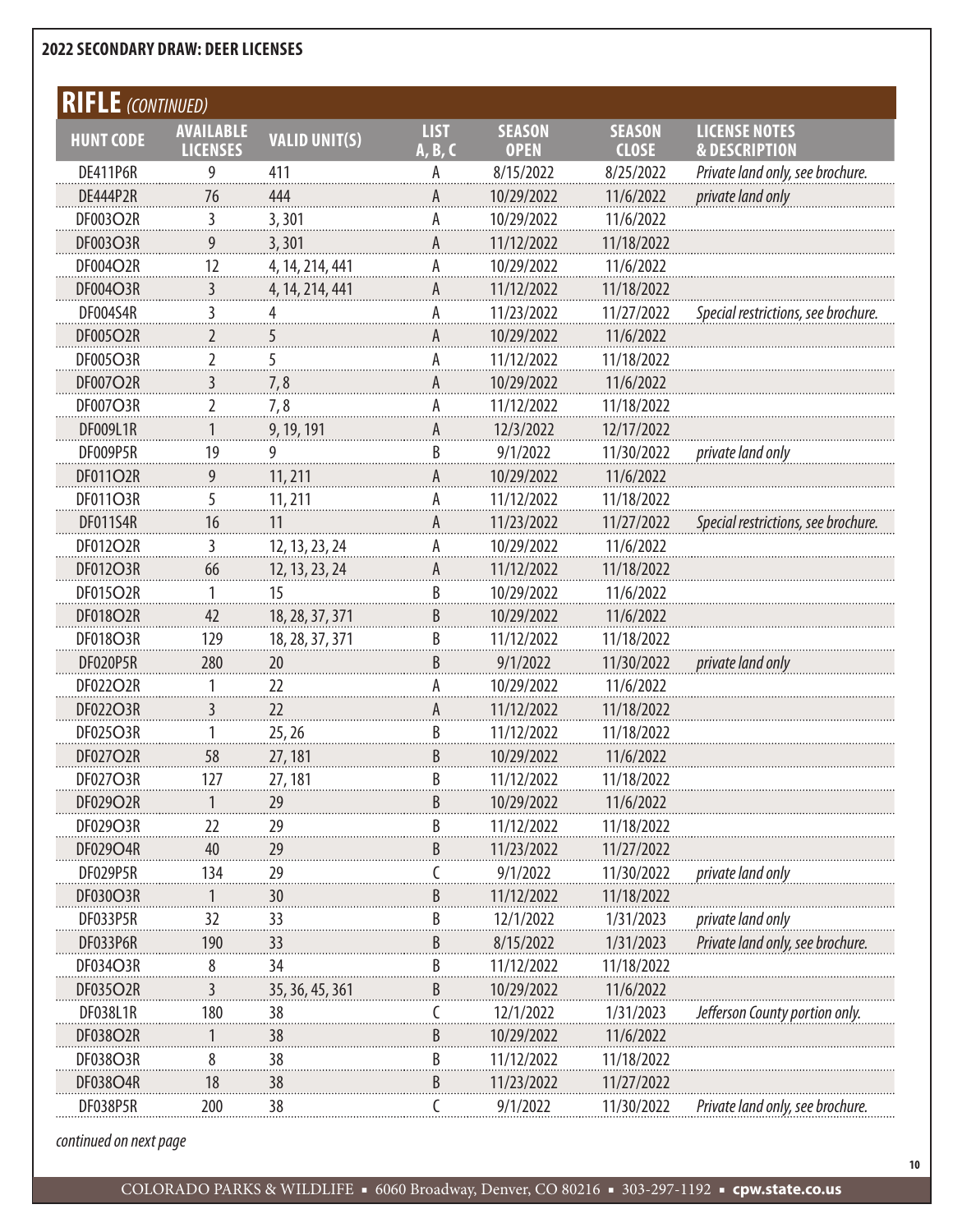## 2022 SECONDARY DRAW: DEER LICENSES

## RIFLE *(CONTINUED)*

| HUNT CODE | AVAILABLE LICENSES | VALID UNIT(S) | LIST A, B, C | SEASON OPEN | SEASON CLOSE | LICENSE NOTES & DESCRIPTION |
|---|---|---|---|---|---|---|
| DE411P6R | 9 | 411 | A | 8/15/2022 | 8/25/2022 | *Private land only, see brochure.* |
| DE444P2R | 76 | 444 | A | 10/29/2022 | 11/6/2022 | *private land only* |
| DF003O2R | 3 | 3, 301 | A | 10/29/2022 | 11/6/2022 | |
| DF003O3R | 9 | 3, 301 | A | 11/12/2022 | 11/18/2022 | |
| DF004O2R | 12 | 4, 14, 214, 441 | A | 10/29/2022 | 11/6/2022 | |
| DF004O3R | 3 | 4, 14, 214, 441 | A | 11/12/2022 | 11/18/2022 | |
| DF004S4R | 3 | 4 | A | 11/23/2022 | 11/27/2022 | *Special restrictions, see brochure.* |
| DF005O2R | 2 | 5 | A | 10/29/2022 | 11/6/2022 | |
| DF005O3R | 2 | 5 | A | 11/12/2022 | 11/18/2022 | |
| DF007O2R | 3 | 7, 8 | A | 10/29/2022 | 11/6/2022 | |
| DF007O3R | 2 | 7, 8 | A | 11/12/2022 | 11/18/2022 | |
| DF009L1R | 1 | 9, 19, 191 | A | 12/3/2022 | 12/17/2022 | |
| DF009P5R | 19 | 9 | B | 9/1/2022 | 11/30/2022 | *private land only* |
| DF011O2R | 9 | 11, 211 | A | 10/29/2022 | 11/6/2022 | |
| DF011O3R | 5 | 11, 211 | A | 11/12/2022 | 11/18/2022 | |
| DF011S4R | 16 | 11 | A | 11/23/2022 | 11/27/2022 | *Special restrictions, see brochure.* |
| DF012O2R | 3 | 12, 13, 23, 24 | A | 10/29/2022 | 11/6/2022 | |
| DF012O3R | 66 | 12, 13, 23, 24 | A | 11/12/2022 | 11/18/2022 | |
| DF015O2R | 1 | 15 | B | 10/29/2022 | 11/6/2022 | |
| DF018O2R | 42 | 18, 28, 37, 371 | B | 10/29/2022 | 11/6/2022 | |
| DF018O3R | 129 | 18, 28, 37, 371 | B | 11/12/2022 | 11/18/2022 | |
| DF020P5R | 280 | 20 | B | 9/1/2022 | 11/30/2022 | *private land only* |
| DF022O2R | 1 | 22 | A | 10/29/2022 | 11/6/2022 | |
| DF022O3R | 3 | 22 | A | 11/12/2022 | 11/18/2022 | |
| DF025O3R | 1 | 25, 26 | B | 11/12/2022 | 11/18/2022 | |
| DF027O2R | 58 | 27, 181 | B | 10/29/2022 | 11/6/2022 | |
| DF027O3R | 127 | 27, 181 | B | 11/12/2022 | 11/18/2022 | |
| DF029O2R | 1 | 29 | B | 10/29/2022 | 11/6/2022 | |
| DF029O3R | 22 | 29 | B | 11/12/2022 | 11/18/2022 | |
| DF029O4R | 40 | 29 | B | 11/23/2022 | 11/27/2022 | |
| DF029P5R | 134 | 29 | C | 9/1/2022 | 11/30/2022 | *private land only* |
| DF030O3R | 1 | 30 | B | 11/12/2022 | 11/18/2022 | |
| DF033P5R | 32 | 33 | B | 12/1/2022 | 1/31/2023 | *private land only* |
| DF033P6R | 190 | 33 | B | 8/15/2022 | 1/31/2023 | *Private land only, see brochure.* |
| DF034O3R | 8 | 34 | B | 11/12/2022 | 11/18/2022 | |
| DF035O2R | 3 | 35, 36, 45, 361 | B | 10/29/2022 | 11/6/2022 | |
| DF038L1R | 180 | 38 | C | 12/1/2022 | 1/31/2023 | *Jefferson County portion only.* |
| DF038O2R | 1 | 38 | B | 10/29/2022 | 11/6/2022 | |
| DF038O3R | 8 | 38 | B | 11/12/2022 | 11/18/2022 | |
| DF038O4R | 18 | 38 | B | 11/23/2022 | 11/27/2022 | |
| DF038P5R | 200 | 38 | C | 9/1/2022 | 11/30/2022 | *Private land only, see brochure.* |

*continued on next page*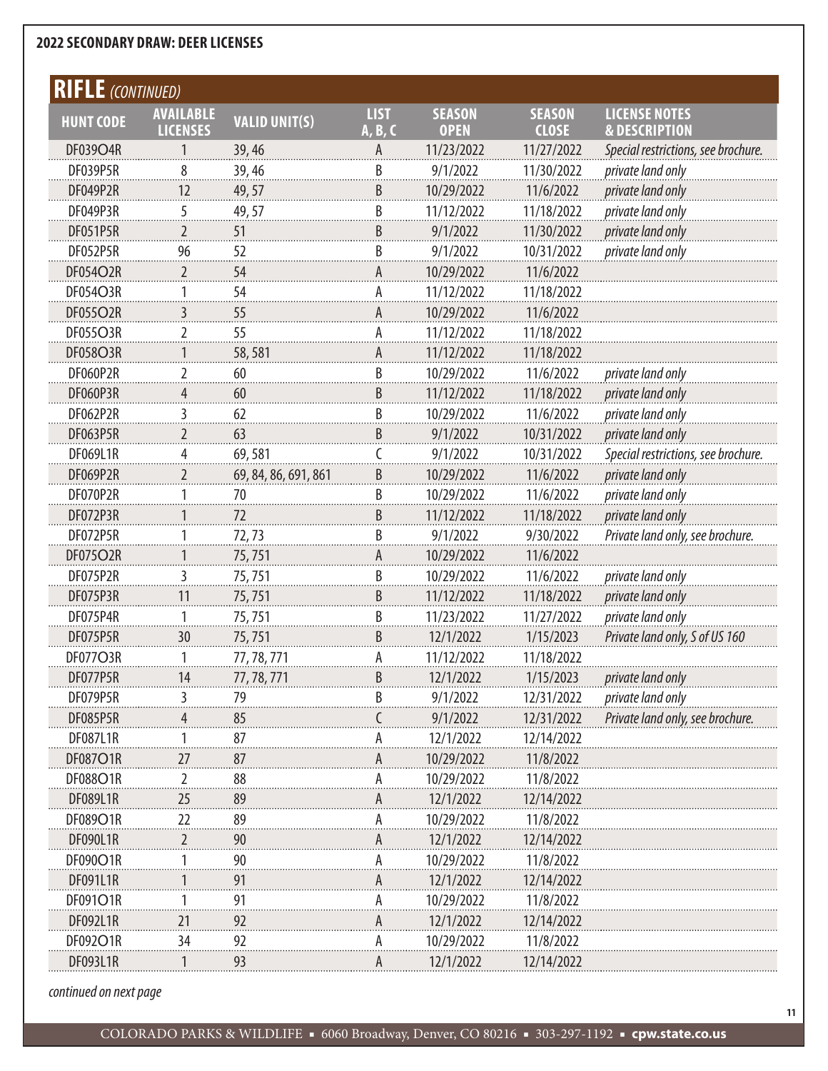## 2022 SECONDARY DRAW: DEER LICENSES

## RIFLE *(CONTINUED)*

| HUNT CODE | AVAILABLE LICENSES | VALID UNIT(S) | LIST A, B, C | SEASON OPEN | SEASON CLOSE | LICENSE NOTES & DESCRIPTION |
|---|---|---|---|---|---|---|
| DF039O4R | 1 | 39, 46 | A | 11/23/2022 | 11/27/2022 | *Special restrictions, see brochure.* |
| DF039P5R | 8 | 39, 46 | B | 9/1/2022 | 11/30/2022 | *private land only* |
| DF049P2R | 12 | 49, 57 | B | 10/29/2022 | 11/6/2022 | *private land only* |
| DF049P3R | 5 | 49, 57 | B | 11/12/2022 | 11/18/2022 | *private land only* |
| DF051P5R | 2 | 51 | B | 9/1/2022 | 11/30/2022 | *private land only* |
| DF052P5R | 96 | 52 | B | 9/1/2022 | 10/31/2022 | *private land only* |
| DF054O2R | 2 | 54 | A | 10/29/2022 | 11/6/2022 | |
| DF054O3R | 1 | 54 | A | 11/12/2022 | 11/18/2022 | |
| DF055O2R | 3 | 55 | A | 10/29/2022 | 11/6/2022 | |
| DF055O3R | 2 | 55 | A | 11/12/2022 | 11/18/2022 | |
| DF058O3R | 1 | 58, 581 | A | 11/12/2022 | 11/18/2022 | |
| DF060P2R | 2 | 60 | B | 10/29/2022 | 11/6/2022 | *private land only* |
| DF060P3R | 4 | 60 | B | 11/12/2022 | 11/18/2022 | *private land only* |
| DF062P2R | 3 | 62 | B | 10/29/2022 | 11/6/2022 | *private land only* |
| DF063P5R | 2 | 63 | B | 9/1/2022 | 10/31/2022 | *private land only* |
| DF069L1R | 4 | 69, 581 | C | 9/1/2022 | 10/31/2022 | *Special restrictions, see brochure.* |
| DF069P2R | 2 | 69, 84, 86, 691, 861 | B | 10/29/2022 | 11/6/2022 | *private land only* |
| DF070P2R | 1 | 70 | B | 10/29/2022 | 11/6/2022 | *private land only* |
| DF072P3R | 1 | 72 | B | 11/12/2022 | 11/18/2022 | *private land only* |
| DF072P5R | 1 | 72, 73 | B | 9/1/2022 | 9/30/2022 | *Private land only, see brochure.* |
| DF075O2R | 1 | 75, 751 | A | 10/29/2022 | 11/6/2022 | |
| DF075P2R | 3 | 75, 751 | B | 10/29/2022 | 11/6/2022 | *private land only* |
| DF075P3R | 11 | 75, 751 | B | 11/12/2022 | 11/18/2022 | *private land only* |
| DF075P4R | 1 | 75, 751 | B | 11/23/2022 | 11/27/2022 | *private land only* |
| DF075P5R | 30 | 75, 751 | B | 12/1/2022 | 1/15/2023 | *Private land only, S of US 160* |
| DF077O3R | 1 | 77, 78, 771 | A | 11/12/2022 | 11/18/2022 | |
| DF077P5R | 14 | 77, 78, 771 | B | 12/1/2022 | 1/15/2023 | *private land only* |
| DF079P5R | 3 | 79 | B | 9/1/2022 | 12/31/2022 | *private land only* |
| DF085P5R | 4 | 85 | C | 9/1/2022 | 12/31/2022 | *Private land only, see brochure.* |
| DF087L1R | 1 | 87 | A | 12/1/2022 | 12/14/2022 | |
| DF087O1R | 27 | 87 | A | 10/29/2022 | 11/8/2022 | |
| DF088O1R | 2 | 88 | A | 10/29/2022 | 11/8/2022 | |
| DF089L1R | 25 | 89 | A | 12/1/2022 | 12/14/2022 | |
| DF089O1R | 22 | 89 | A | 10/29/2022 | 11/8/2022 | |
| DF090L1R | 2 | 90 | A | 12/1/2022 | 12/14/2022 | |
| DF090O1R | 1 | 90 | A | 10/29/2022 | 11/8/2022 | |
| DF091L1R | 1 | 91 | A | 12/1/2022 | 12/14/2022 | |
| DF091O1R | 1 | 91 | A | 10/29/2022 | 11/8/2022 | |
| DF092L1R | 21 | 92 | A | 12/1/2022 | 12/14/2022 | |
| DF092O1R | 34 | 92 | A | 10/29/2022 | 11/8/2022 | |
| DF093L1R | 1 | 93 | A | 12/1/2022 | 12/14/2022 | |

*continued on next page*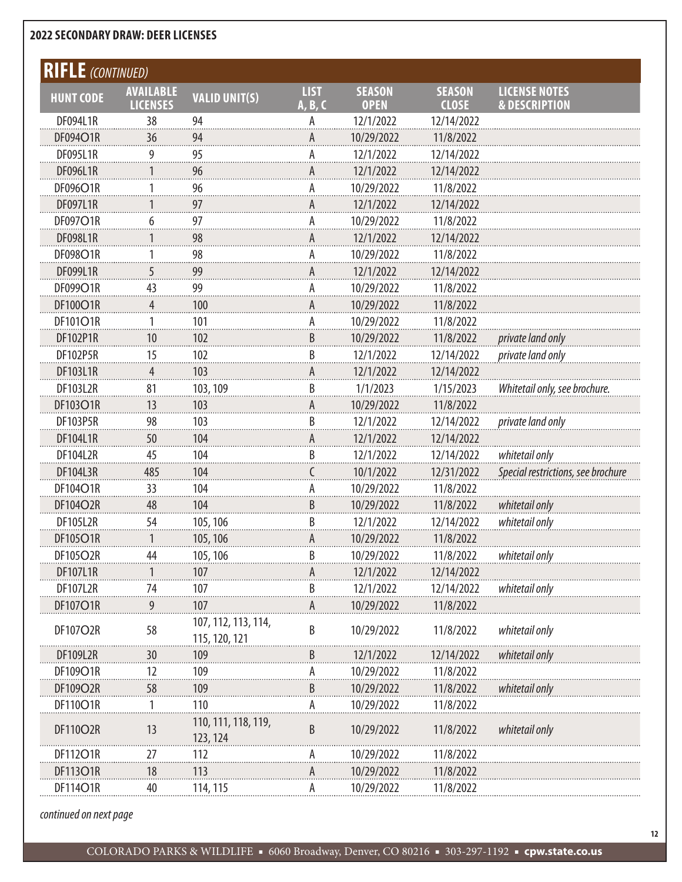## 2022 SECONDARY DRAW: DEER LICENSES

### RIFLE *(CONTINUED)*

| HUNT CODE | AVAILABLE LICENSES | VALID UNIT(S) | LIST A, B, C | SEASON OPEN | SEASON CLOSE | LICENSE NOTES & DESCRIPTION |
|---|---|---|---|---|---|---|
| DF094L1R | 38 | 94 | A | 12/1/2022 | 12/14/2022 | |
| DF094O1R | 36 | 94 | A | 10/29/2022 | 11/8/2022 | |
| DF095L1R | 9 | 95 | A | 12/1/2022 | 12/14/2022 | |
| DF096L1R | 1 | 96 | A | 12/1/2022 | 12/14/2022 | |
| DF096O1R | 1 | 96 | A | 10/29/2022 | 11/8/2022 | |
| DF097L1R | 1 | 97 | A | 12/1/2022 | 12/14/2022 | |
| DF097O1R | 6 | 97 | A | 10/29/2022 | 11/8/2022 | |
| DF098L1R | 1 | 98 | A | 12/1/2022 | 12/14/2022 | |
| DF098O1R | 1 | 98 | A | 10/29/2022 | 11/8/2022 | |
| DF099L1R | 5 | 99 | A | 12/1/2022 | 12/14/2022 | |
| DF099O1R | 43 | 99 | A | 10/29/2022 | 11/8/2022 | |
| DF100O1R | 4 | 100 | A | 10/29/2022 | 11/8/2022 | |
| DF101O1R | 1 | 101 | A | 10/29/2022 | 11/8/2022 | |
| DF102P1R | 10 | 102 | B | 10/29/2022 | 11/8/2022 | *private land only* |
| DF102P5R | 15 | 102 | B | 12/1/2022 | 12/14/2022 | *private land only* |
| DF103L1R | 4 | 103 | A | 12/1/2022 | 12/14/2022 | |
| DF103L2R | 81 | 103, 109 | B | 1/1/2023 | 1/15/2023 | *Whitetail only, see brochure.* |
| DF103O1R | 13 | 103 | A | 10/29/2022 | 11/8/2022 | |
| DF103P5R | 98 | 103 | B | 12/1/2022 | 12/14/2022 | *private land only* |
| DF104L1R | 50 | 104 | A | 12/1/2022 | 12/14/2022 | |
| DF104L2R | 45 | 104 | B | 12/1/2022 | 12/14/2022 | *whitetail only* |
| DF104L3R | 485 | 104 | C | 10/1/2022 | 12/31/2022 | *Special restrictions, see brochure* |
| DF104O1R | 33 | 104 | A | 10/29/2022 | 11/8/2022 | |
| DF104O2R | 48 | 104 | B | 10/29/2022 | 11/8/2022 | *whitetail only* |
| DF105L2R | 54 | 105, 106 | B | 12/1/2022 | 12/14/2022 | *whitetail only* |
| DF105O1R | 1 | 105, 106 | A | 10/29/2022 | 11/8/2022 | |
| DF105O2R | 44 | 105, 106 | B | 10/29/2022 | 11/8/2022 | *whitetail only* |
| DF107L1R | 1 | 107 | A | 12/1/2022 | 12/14/2022 | |
| DF107L2R | 74 | 107 | B | 12/1/2022 | 12/14/2022 | *whitetail only* |
| DF107O1R | 9 | 107 | A | 10/29/2022 | 11/8/2022 | |
| DF107O2R | 58 | 107, 112, 113, 114, 115, 120, 121 | B | 10/29/2022 | 11/8/2022 | *whitetail only* |
| DF109L2R | 30 | 109 | B | 12/1/2022 | 12/14/2022 | *whitetail only* |
| DF109O1R | 12 | 109 | A | 10/29/2022 | 11/8/2022 | |
| DF109O2R | 58 | 109 | B | 10/29/2022 | 11/8/2022 | *whitetail only* |
| DF110O1R | 1 | 110 | A | 10/29/2022 | 11/8/2022 | |
| DF110O2R | 13 | 110, 111, 118, 119, 123, 124 | B | 10/29/2022 | 11/8/2022 | *whitetail only* |
| DF112O1R | 27 | 112 | A | 10/29/2022 | 11/8/2022 | |
| DF113O1R | 18 | 113 | A | 10/29/2022 | 11/8/2022 | |
| DF114O1R | 40 | 114, 115 | A | 10/29/2022 | 11/8/2022 | |

*continued on next page*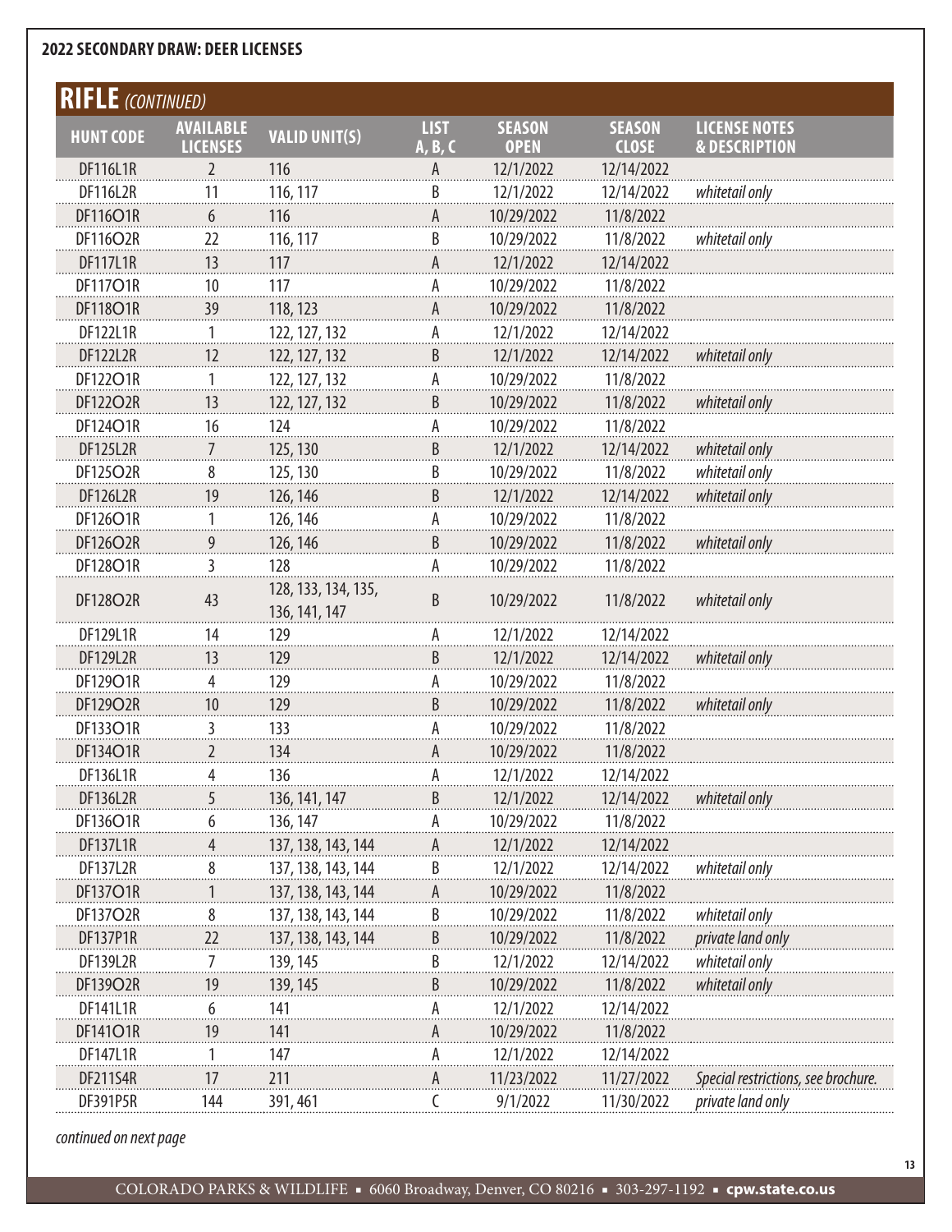## 2022 SECONDARY DRAW: DEER LICENSES

### RIFLE *(CONTINUED)*

| HUNT CODE | AVAILABLE LICENSES | VALID UNIT(S) | LIST A, B, C | SEASON OPEN | SEASON CLOSE | LICENSE NOTES & DESCRIPTION |
|---|---|---|---|---|---|---|
| DF116L1R | 2 | 116 | A | 12/1/2022 | 12/14/2022 | |
| DF116L2R | 11 | 116, 117 | B | 12/1/2022 | 12/14/2022 | *whitetail only* |
| DF116O1R | 6 | 116 | A | 10/29/2022 | 11/8/2022 | |
| DF116O2R | 22 | 116, 117 | B | 10/29/2022 | 11/8/2022 | *whitetail only* |
| DF117L1R | 13 | 117 | A | 12/1/2022 | 12/14/2022 | |
| DF117O1R | 10 | 117 | A | 10/29/2022 | 11/8/2022 | |
| DF118O1R | 39 | 118, 123 | A | 10/29/2022 | 11/8/2022 | |
| DF122L1R | 1 | 122, 127, 132 | A | 12/1/2022 | 12/14/2022 | |
| DF122L2R | 12 | 122, 127, 132 | B | 12/1/2022 | 12/14/2022 | *whitetail only* |
| DF122O1R | 1 | 122, 127, 132 | A | 10/29/2022 | 11/8/2022 | |
| DF122O2R | 13 | 122, 127, 132 | B | 10/29/2022 | 11/8/2022 | *whitetail only* |
| DF124O1R | 16 | 124 | A | 10/29/2022 | 11/8/2022 | |
| DF125L2R | 7 | 125, 130 | B | 12/1/2022 | 12/14/2022 | *whitetail only* |
| DF125O2R | 8 | 125, 130 | B | 10/29/2022 | 11/8/2022 | *whitetail only* |
| DF126L2R | 19 | 126, 146 | B | 12/1/2022 | 12/14/2022 | *whitetail only* |
| DF126O1R | 1 | 126, 146 | A | 10/29/2022 | 11/8/2022 | |
| DF126O2R | 9 | 126, 146 | B | 10/29/2022 | 11/8/2022 | *whitetail only* |
| DF128O1R | 3 | 128 | A | 10/29/2022 | 11/8/2022 | |
| DF128O2R | 43 | 128, 133, 134, 135, 136, 141, 147 | B | 10/29/2022 | 11/8/2022 | *whitetail only* |
| DF129L1R | 14 | 129 | A | 12/1/2022 | 12/14/2022 | |
| DF129L2R | 13 | 129 | B | 12/1/2022 | 12/14/2022 | *whitetail only* |
| DF129O1R | 4 | 129 | A | 10/29/2022 | 11/8/2022 | |
| DF129O2R | 10 | 129 | B | 10/29/2022 | 11/8/2022 | *whitetail only* |
| DF133O1R | 3 | 133 | A | 10/29/2022 | 11/8/2022 | |
| DF134O1R | 2 | 134 | A | 10/29/2022 | 11/8/2022 | |
| DF136L1R | 4 | 136 | A | 12/1/2022 | 12/14/2022 | |
| DF136L2R | 5 | 136, 141, 147 | B | 12/1/2022 | 12/14/2022 | *whitetail only* |
| DF136O1R | 6 | 136, 147 | A | 10/29/2022 | 11/8/2022 | |
| DF137L1R | 4 | 137, 138, 143, 144 | A | 12/1/2022 | 12/14/2022 | |
| DF137L2R | 8 | 137, 138, 143, 144 | B | 12/1/2022 | 12/14/2022 | *whitetail only* |
| DF137O1R | 1 | 137, 138, 143, 144 | A | 10/29/2022 | 11/8/2022 | |
| DF137O2R | 8 | 137, 138, 143, 144 | B | 10/29/2022 | 11/8/2022 | *whitetail only* |
| DF137P1R | 22 | 137, 138, 143, 144 | B | 10/29/2022 | 11/8/2022 | *private land only* |
| DF139L2R | 7 | 139, 145 | B | 12/1/2022 | 12/14/2022 | *whitetail only* |
| DF139O2R | 19 | 139, 145 | B | 10/29/2022 | 11/8/2022 | *whitetail only* |
| DF141L1R | 6 | 141 | A | 12/1/2022 | 12/14/2022 | |
| DF141O1R | 19 | 141 | A | 10/29/2022 | 11/8/2022 | |
| DF147L1R | 1 | 147 | A | 12/1/2022 | 12/14/2022 | |
| DF211S4R | 17 | 211 | A | 11/23/2022 | 11/27/2022 | *Special restrictions, see brochure.* |
| DF391P5R | 144 | 391, 461 | C | 9/1/2022 | 11/30/2022 | *private land only* |

*continued on next page*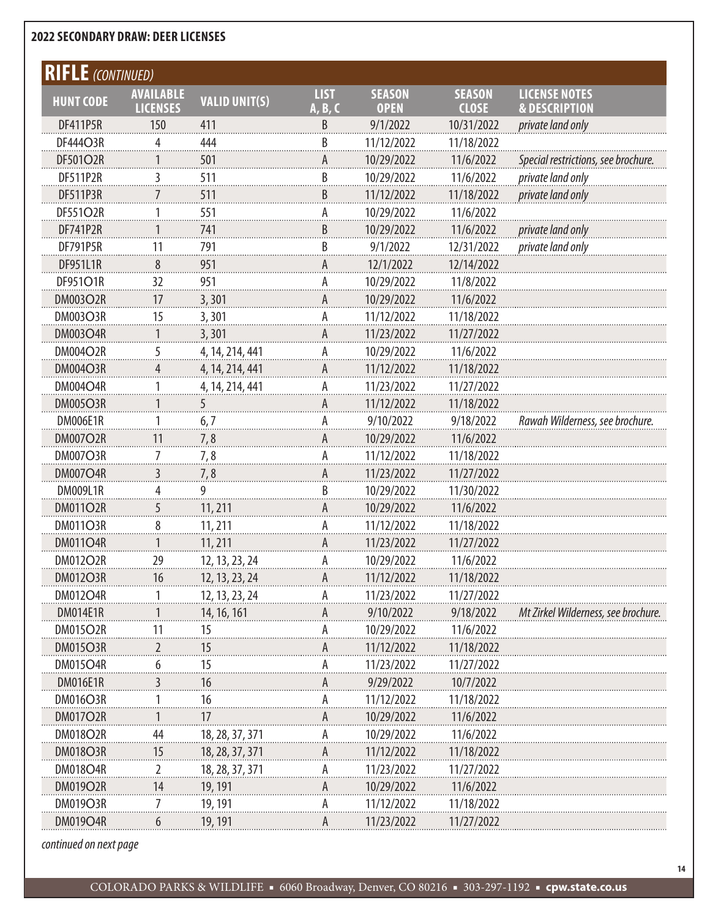## 2022 SECONDARY DRAW: DEER LICENSES

## RIFLE *(CONTINUED)*

| HUNT CODE | AVAILABLE LICENSES | VALID UNIT(S) | LIST A, B, C | SEASON OPEN | SEASON CLOSE | LICENSE NOTES & DESCRIPTION |
|---|---|---|---|---|---|---|
| DF411P5R | 150 | 411 | B | 9/1/2022 | 10/31/2022 | *private land only* |
| DF444O3R | 4 | 444 | B | 11/12/2022 | 11/18/2022 | |
| DF501O2R | 1 | 501 | A | 10/29/2022 | 11/6/2022 | *Special restrictions, see brochure.* |
| DF511P2R | 3 | 511 | B | 10/29/2022 | 11/6/2022 | *private land only* |
| DF511P3R | 7 | 511 | B | 11/12/2022 | 11/18/2022 | *private land only* |
| DF551O2R | 1 | 551 | A | 10/29/2022 | 11/6/2022 | |
| DF741P2R | 1 | 741 | B | 10/29/2022 | 11/6/2022 | *private land only* |
| DF791P5R | 11 | 791 | B | 9/1/2022 | 12/31/2022 | *private land only* |
| DF951L1R | 8 | 951 | A | 12/1/2022 | 12/14/2022 | |
| DF951O1R | 32 | 951 | A | 10/29/2022 | 11/8/2022 | |
| DM003O2R | 17 | 3, 301 | A | 10/29/2022 | 11/6/2022 | |
| DM003O3R | 15 | 3, 301 | A | 11/12/2022 | 11/18/2022 | |
| DM003O4R | 1 | 3, 301 | A | 11/23/2022 | 11/27/2022 | |
| DM004O2R | 5 | 4, 14, 214, 441 | A | 10/29/2022 | 11/6/2022 | |
| DM004O3R | 4 | 4, 14, 214, 441 | A | 11/12/2022 | 11/18/2022 | |
| DM004O4R | 1 | 4, 14, 214, 441 | A | 11/23/2022 | 11/27/2022 | |
| DM005O3R | 1 | 5 | A | 11/12/2022 | 11/18/2022 | |
| DM006E1R | 1 | 6, 7 | A | 9/10/2022 | 9/18/2022 | *Rawah Wilderness, see brochure.* |
| DM007O2R | 11 | 7, 8 | A | 10/29/2022 | 11/6/2022 | |
| DM007O3R | 7 | 7, 8 | A | 11/12/2022 | 11/18/2022 | |
| DM007O4R | 3 | 7, 8 | A | 11/23/2022 | 11/27/2022 | |
| DM009L1R | 4 | 9 | B | 10/29/2022 | 11/30/2022 | |
| DM011O2R | 5 | 11, 211 | A | 10/29/2022 | 11/6/2022 | |
| DM011O3R | 8 | 11, 211 | A | 11/12/2022 | 11/18/2022 | |
| DM011O4R | 1 | 11, 211 | A | 11/23/2022 | 11/27/2022 | |
| DM012O2R | 29 | 12, 13, 23, 24 | A | 10/29/2022 | 11/6/2022 | |
| DM012O3R | 16 | 12, 13, 23, 24 | A | 11/12/2022 | 11/18/2022 | |
| DM012O4R | 1 | 12, 13, 23, 24 | A | 11/23/2022 | 11/27/2022 | |
| DM014E1R | 1 | 14, 16, 161 | A | 9/10/2022 | 9/18/2022 | *Mt Zirkel Wilderness, see brochure.* |
| DM015O2R | 11 | 15 | A | 10/29/2022 | 11/6/2022 | |
| DM015O3R | 2 | 15 | A | 11/12/2022 | 11/18/2022 | |
| DM015O4R | 6 | 15 | A | 11/23/2022 | 11/27/2022 | |
| DM016E1R | 3 | 16 | A | 9/29/2022 | 10/7/2022 | |
| DM016O3R | 1 | 16 | A | 11/12/2022 | 11/18/2022 | |
| DM017O2R | 1 | 17 | A | 10/29/2022 | 11/6/2022 | |
| DM018O2R | 44 | 18, 28, 37, 371 | A | 10/29/2022 | 11/6/2022 | |
| DM018O3R | 15 | 18, 28, 37, 371 | A | 11/12/2022 | 11/18/2022 | |
| DM018O4R | 2 | 18, 28, 37, 371 | A | 11/23/2022 | 11/27/2022 | |
| DM019O2R | 14 | 19, 191 | A | 10/29/2022 | 11/6/2022 | |
| DM019O3R | 7 | 19, 191 | A | 11/12/2022 | 11/18/2022 | |
| DM019O4R | 6 | 19, 191 | A | 11/23/2022 | 11/27/2022 | |

*continued on next page*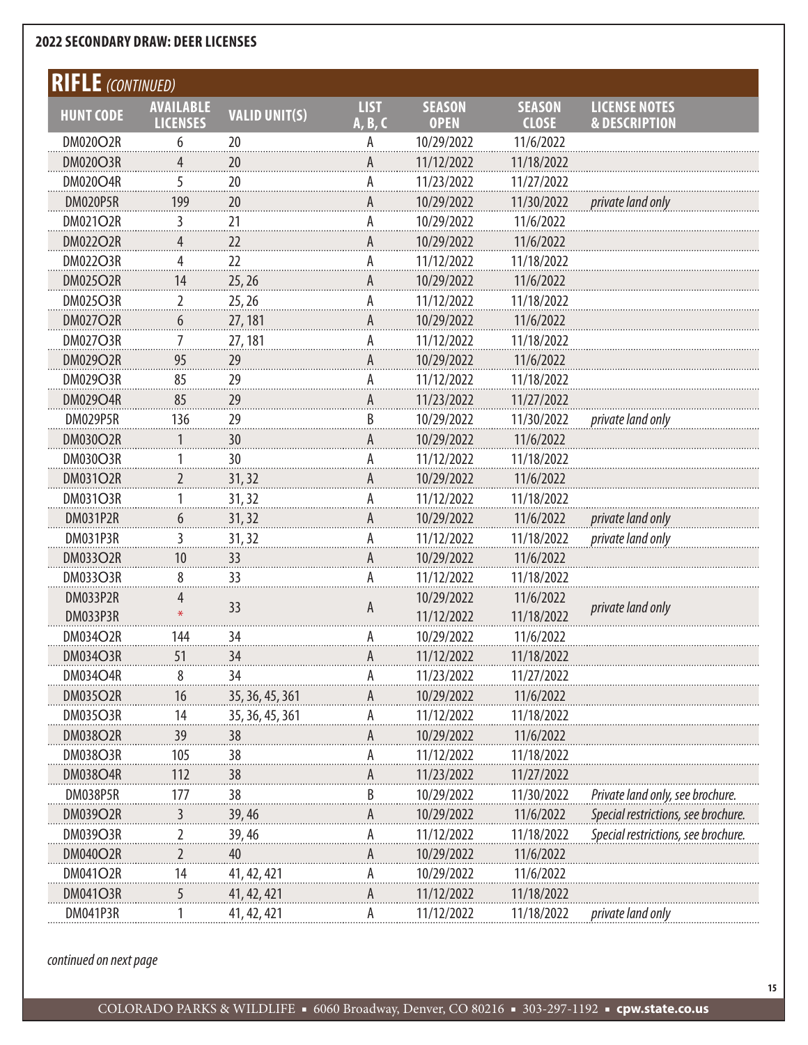## 2022 SECONDARY DRAW: DEER LICENSES

### RIFLE *(CONTINUED)*

| HUNT CODE | AVAILABLE LICENSES | VALID UNIT(S) | LIST A, B, C | SEASON OPEN | SEASON CLOSE | LICENSE NOTES & DESCRIPTION |
|---|---|---|---|---|---|---|
| DM020O2R | 6 | 20 | A | 10/29/2022 | 11/6/2022 | |
| DM020O3R | 4 | 20 | A | 11/12/2022 | 11/18/2022 | |
| DM020O4R | 5 | 20 | A | 11/23/2022 | 11/27/2022 | |
| DM020P5R | 199 | 20 | A | 10/29/2022 | 11/30/2022 | *private land only* |
| DM021O2R | 3 | 21 | A | 10/29/2022 | 11/6/2022 | |
| DM022O2R | 4 | 22 | A | 10/29/2022 | 11/6/2022 | |
| DM022O3R | 4 | 22 | A | 11/12/2022 | 11/18/2022 | |
| DM025O2R | 14 | 25, 26 | A | 10/29/2022 | 11/6/2022 | |
| DM025O3R | 2 | 25, 26 | A | 11/12/2022 | 11/18/2022 | |
| DM027O2R | 6 | 27, 181 | A | 10/29/2022 | 11/6/2022 | |
| DM027O3R | 7 | 27, 181 | A | 11/12/2022 | 11/18/2022 | |
| DM029O2R | 95 | 29 | A | 10/29/2022 | 11/6/2022 | |
| DM029O3R | 85 | 29 | A | 11/12/2022 | 11/18/2022 | |
| DM029O4R | 85 | 29 | A | 11/23/2022 | 11/27/2022 | |
| DM029P5R | 136 | 29 | B | 10/29/2022 | 11/30/2022 | *private land only* |
| DM030O2R | 1 | 30 | A | 10/29/2022 | 11/6/2022 | |
| DM030O3R | 1 | 30 | A | 11/12/2022 | 11/18/2022 | |
| DM031O2R | 2 | 31, 32 | A | 10/29/2022 | 11/6/2022 | |
| DM031O3R | 1 | 31, 32 | A | 11/12/2022 | 11/18/2022 | |
| DM031P2R | 6 | 31, 32 | A | 10/29/2022 | 11/6/2022 | *private land only* |
| DM031P3R | 3 | 31, 32 | A | 11/12/2022 | 11/18/2022 | *private land only* |
| DM033O2R | 10 | 33 | A | 10/29/2022 | 11/6/2022 | |
| DM033O3R | 8 | 33 | A | 11/12/2022 | 11/18/2022 | |
| DM033P2R | 4 | 33 | A | 10/29/2022 | 11/6/2022 | *private land only* |
| DM033P3R | * | 33 | A | 11/12/2022 | 11/18/2022 | *private land only* |
| DM034O2R | 144 | 34 | A | 10/29/2022 | 11/6/2022 | |
| DM034O3R | 51 | 34 | A | 11/12/2022 | 11/18/2022 | |
| DM034O4R | 8 | 34 | A | 11/23/2022 | 11/27/2022 | |
| DM035O2R | 16 | 35, 36, 45, 361 | A | 10/29/2022 | 11/6/2022 | |
| DM035O3R | 14 | 35, 36, 45, 361 | A | 11/12/2022 | 11/18/2022 | |
| DM038O2R | 39 | 38 | A | 10/29/2022 | 11/6/2022 | |
| DM038O3R | 105 | 38 | A | 11/12/2022 | 11/18/2022 | |
| DM038O4R | 112 | 38 | A | 11/23/2022 | 11/27/2022 | |
| DM038P5R | 177 | 38 | B | 10/29/2022 | 11/30/2022 | *Private land only, see brochure.* |
| DM039O2R | 3 | 39, 46 | A | 10/29/2022 | 11/6/2022 | *Special restrictions, see brochure.* |
| DM039O3R | 2 | 39, 46 | A | 11/12/2022 | 11/18/2022 | *Special restrictions, see brochure.* |
| DM040O2R | 2 | 40 | A | 10/29/2022 | 11/6/2022 | |
| DM041O2R | 14 | 41, 42, 421 | A | 10/29/2022 | 11/6/2022 | |
| DM041O3R | 5 | 41, 42, 421 | A | 11/12/2022 | 11/18/2022 | |
| DM041P3R | 1 | 41, 42, 421 | A | 11/12/2022 | 11/18/2022 | *private land only* |

*continued on next page*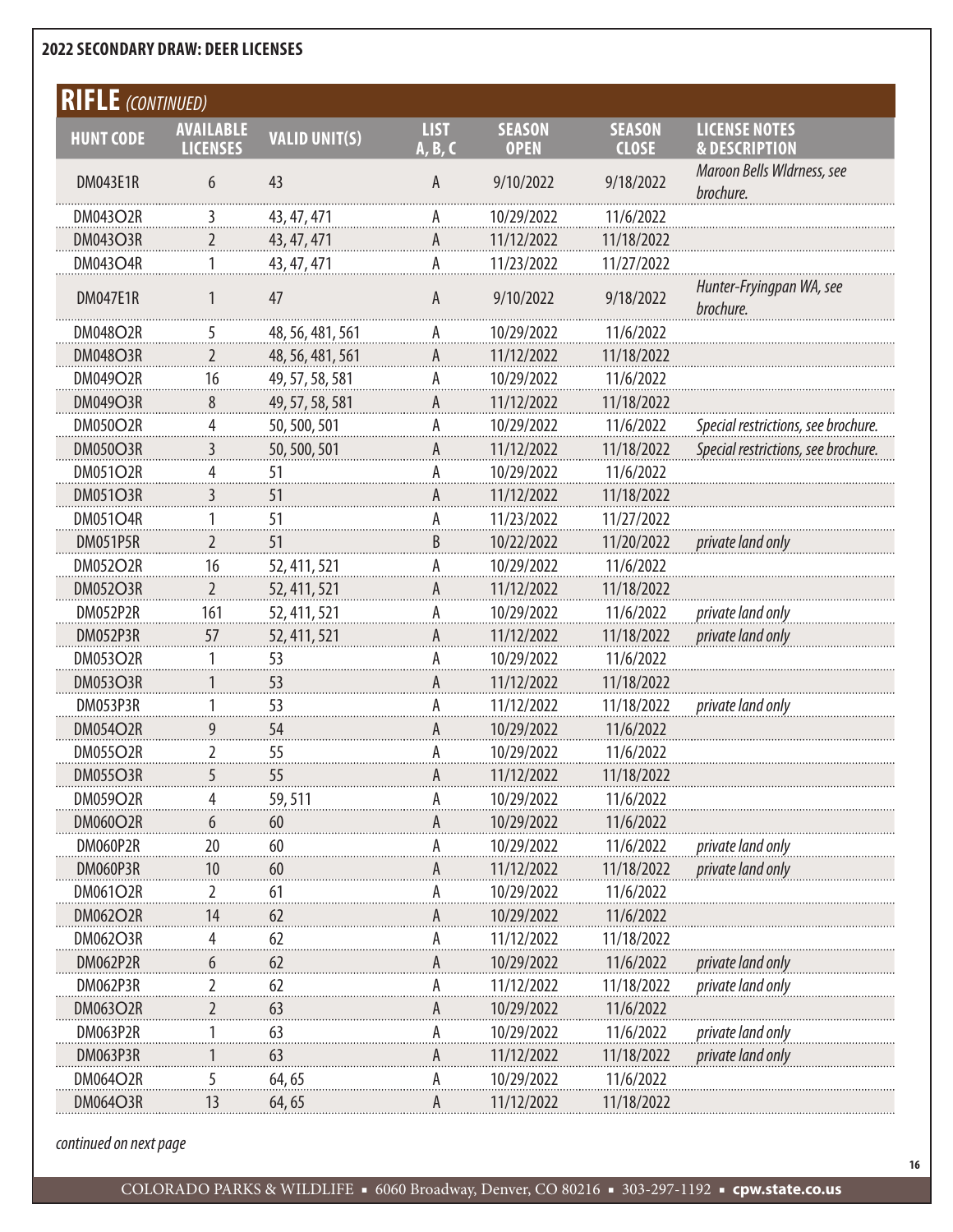**2022 SECONDARY DRAW: DEER LICENSES**

## RIFLE *(CONTINUED)*

| HUNT CODE | AVAILABLE LICENSES | VALID UNIT(S) | LIST A, B, C | SEASON OPEN | SEASON CLOSE | LICENSE NOTES & DESCRIPTION |
|---|---|---|---|---|---|---|
| DM043E1R | 6 | 43 | A | 9/10/2022 | 9/18/2022 | *Maroon Bells Wldrness, see brochure.* |
| DM043O2R | 3 | 43, 47, 471 | A | 10/29/2022 | 11/6/2022 | |
| DM043O3R | 2 | 43, 47, 471 | A | 11/12/2022 | 11/18/2022 | |
| DM043O4R | 1 | 43, 47, 471 | A | 11/23/2022 | 11/27/2022 | |
| DM047E1R | 1 | 47 | A | 9/10/2022 | 9/18/2022 | *Hunter-Fryingpan WA, see brochure.* |
| DM048O2R | 5 | 48, 56, 481, 561 | A | 10/29/2022 | 11/6/2022 | |
| DM048O3R | 2 | 48, 56, 481, 561 | A | 11/12/2022 | 11/18/2022 | |
| DM049O2R | 16 | 49, 57, 58, 581 | A | 10/29/2022 | 11/6/2022 | |
| DM049O3R | 8 | 49, 57, 58, 581 | A | 11/12/2022 | 11/18/2022 | |
| DM050O2R | 4 | 50, 500, 501 | A | 10/29/2022 | 11/6/2022 | *Special restrictions, see brochure.* |
| DM050O3R | 3 | 50, 500, 501 | A | 11/12/2022 | 11/18/2022 | *Special restrictions, see brochure.* |
| DM051O2R | 4 | 51 | A | 10/29/2022 | 11/6/2022 | |
| DM051O3R | 3 | 51 | A | 11/12/2022 | 11/18/2022 | |
| DM051O4R | 1 | 51 | A | 11/23/2022 | 11/27/2022 | |
| DM051P5R | 2 | 51 | B | 10/22/2022 | 11/20/2022 | *private land only* |
| DM052O2R | 16 | 52, 411, 521 | A | 10/29/2022 | 11/6/2022 | |
| DM052O3R | 2 | 52, 411, 521 | A | 11/12/2022 | 11/18/2022 | |
| DM052P2R | 161 | 52, 411, 521 | A | 10/29/2022 | 11/6/2022 | *private land only* |
| DM052P3R | 57 | 52, 411, 521 | A | 11/12/2022 | 11/18/2022 | *private land only* |
| DM053O2R | 1 | 53 | A | 10/29/2022 | 11/6/2022 | |
| DM053O3R | 1 | 53 | A | 11/12/2022 | 11/18/2022 | |
| DM053P3R | 1 | 53 | A | 11/12/2022 | 11/18/2022 | *private land only* |
| DM054O2R | 9 | 54 | A | 10/29/2022 | 11/6/2022 | |
| DM055O2R | 2 | 55 | A | 10/29/2022 | 11/6/2022 | |
| DM055O3R | 5 | 55 | A | 11/12/2022 | 11/18/2022 | |
| DM059O2R | 4 | 59, 511 | A | 10/29/2022 | 11/6/2022 | |
| DM060O2R | 6 | 60 | A | 10/29/2022 | 11/6/2022 | |
| DM060P2R | 20 | 60 | A | 10/29/2022 | 11/6/2022 | *private land only* |
| DM060P3R | 10 | 60 | A | 11/12/2022 | 11/18/2022 | *private land only* |
| DM061O2R | 2 | 61 | A | 10/29/2022 | 11/6/2022 | |
| DM062O2R | 14 | 62 | A | 10/29/2022 | 11/6/2022 | |
| DM062O3R | 4 | 62 | A | 11/12/2022 | 11/18/2022 | |
| DM062P2R | 6 | 62 | A | 10/29/2022 | 11/6/2022 | *private land only* |
| DM062P3R | 2 | 62 | A | 11/12/2022 | 11/18/2022 | *private land only* |
| DM063O2R | 2 | 63 | A | 10/29/2022 | 11/6/2022 | |
| DM063P2R | 1 | 63 | A | 10/29/2022 | 11/6/2022 | *private land only* |
| DM063P3R | 1 | 63 | A | 11/12/2022 | 11/18/2022 | *private land only* |
| DM064O2R | 5 | 64, 65 | A | 10/29/2022 | 11/6/2022 | |
| DM064O3R | 13 | 64, 65 | A | 11/12/2022 | 11/18/2022 | |

*continued on next page*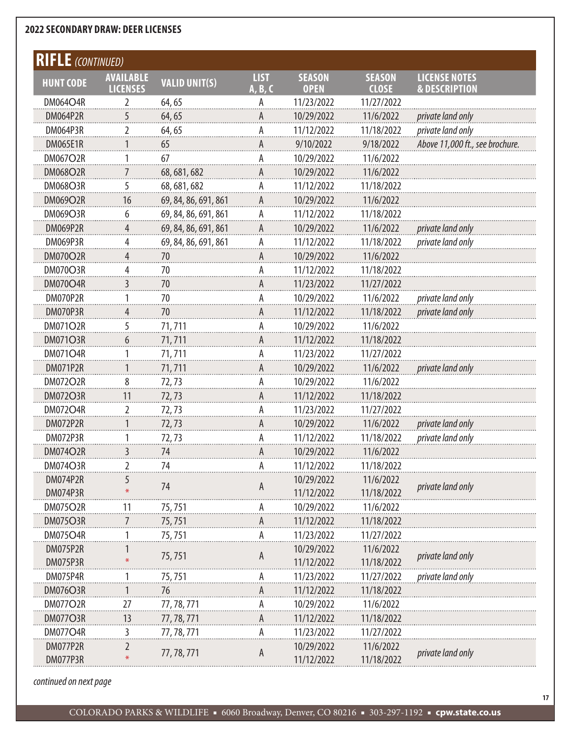## 2022 SECONDARY DRAW: DEER LICENSES

### RIFLE *(CONTINUED)*

| HUNT CODE | AVAILABLE LICENSES | VALID UNIT(S) | LIST A, B, C | SEASON OPEN | SEASON CLOSE | LICENSE NOTES & DESCRIPTION |
|---|---|---|---|---|---|---|
| DM064O4R | 2 | 64, 65 | A | 11/23/2022 | 11/27/2022 | |
| DM064P2R | 5 | 64, 65 | A | 10/29/2022 | 11/6/2022 | *private land only* |
| DM064P3R | 2 | 64, 65 | A | 11/12/2022 | 11/18/2022 | *private land only* |
| DM065E1R | 1 | 65 | A | 9/10/2022 | 9/18/2022 | *Above 11,000 ft., see brochure.* |
| DM067O2R | 1 | 67 | A | 10/29/2022 | 11/6/2022 | |
| DM068O2R | 7 | 68, 681, 682 | A | 10/29/2022 | 11/6/2022 | |
| DM068O3R | 5 | 68, 681, 682 | A | 11/12/2022 | 11/18/2022 | |
| DM069O2R | 16 | 69, 84, 86, 691, 861 | A | 10/29/2022 | 11/6/2022 | |
| DM069O3R | 6 | 69, 84, 86, 691, 861 | A | 11/12/2022 | 11/18/2022 | |
| DM069P2R | 4 | 69, 84, 86, 691, 861 | A | 10/29/2022 | 11/6/2022 | *private land only* |
| DM069P3R | 4 | 69, 84, 86, 691, 861 | A | 11/12/2022 | 11/18/2022 | *private land only* |
| DM070O2R | 4 | 70 | A | 10/29/2022 | 11/6/2022 | |
| DM070O3R | 4 | 70 | A | 11/12/2022 | 11/18/2022 | |
| DM070O4R | 3 | 70 | A | 11/23/2022 | 11/27/2022 | |
| DM070P2R | 1 | 70 | A | 10/29/2022 | 11/6/2022 | *private land only* |
| DM070P3R | 4 | 70 | A | 11/12/2022 | 11/18/2022 | *private land only* |
| DM071O2R | 5 | 71, 711 | A | 10/29/2022 | 11/6/2022 | |
| DM071O3R | 6 | 71, 711 | A | 11/12/2022 | 11/18/2022 | |
| DM071O4R | 1 | 71, 711 | A | 11/23/2022 | 11/27/2022 | |
| DM071P2R | 1 | 71, 711 | A | 10/29/2022 | 11/6/2022 | *private land only* |
| DM072O2R | 8 | 72, 73 | A | 10/29/2022 | 11/6/2022 | |
| DM072O3R | 11 | 72, 73 | A | 11/12/2022 | 11/18/2022 | |
| DM072O4R | 2 | 72, 73 | A | 11/23/2022 | 11/27/2022 | |
| DM072P2R | 1 | 72, 73 | A | 10/29/2022 | 11/6/2022 | *private land only* |
| DM072P3R | 1 | 72, 73 | A | 11/12/2022 | 11/18/2022 | *private land only* |
| DM074O2R | 3 | 74 | A | 10/29/2022 | 11/6/2022 | |
| DM074O3R | 2 | 74 | A | 11/12/2022 | 11/18/2022 | |
| DM074P2R | 5 | 74 | A | 10/29/2022 | 11/6/2022 | *private land only* |
| DM074P3R | * | 74 | A | 11/12/2022 | 11/18/2022 | *private land only* |
| DM075O2R | 11 | 75, 751 | A | 10/29/2022 | 11/6/2022 | |
| DM075O3R | 7 | 75, 751 | A | 11/12/2022 | 11/18/2022 | |
| DM075O4R | 1 | 75, 751 | A | 11/23/2022 | 11/27/2022 | |
| DM075P2R | 1 | 75, 751 | A | 10/29/2022 | 11/6/2022 | *private land only* |
| DM075P3R | * | 75, 751 | A | 11/12/2022 | 11/18/2022 | *private land only* |
| DM075P4R | 1 | 75, 751 | A | 11/23/2022 | 11/27/2022 | *private land only* |
| DM076O3R | 1 | 76 | A | 11/12/2022 | 11/18/2022 | |
| DM077O2R | 27 | 77, 78, 771 | A | 10/29/2022 | 11/6/2022 | |
| DM077O3R | 13 | 77, 78, 771 | A | 11/12/2022 | 11/18/2022 | |
| DM077O4R | 3 | 77, 78, 771 | A | 11/23/2022 | 11/27/2022 | |
| DM077P2R | 2 | 77, 78, 771 | A | 10/29/2022 | 11/6/2022 | *private land only* |
| DM077P3R | * | 77, 78, 771 | A | 11/12/2022 | 11/18/2022 | *private land only* |

*continued on next page*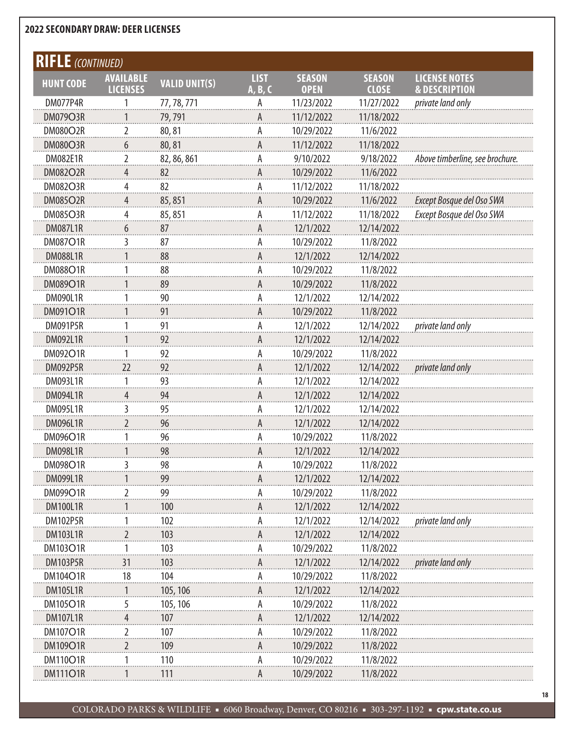## 2022 SECONDARY DRAW: DEER LICENSES

### RIFLE *(CONTINUED)*

| HUNT CODE | AVAILABLE LICENSES | VALID UNIT(S) | LIST A, B, C | SEASON OPEN | SEASON CLOSE | LICENSE NOTES & DESCRIPTION |
|---|---|---|---|---|---|---|
| DM077P4R | 1 | 77, 78, 771 | A | 11/23/2022 | 11/27/2022 | *private land only* |
| DM079O3R | 1 | 79, 791 | A | 11/12/2022 | 11/18/2022 | |
| DM080O2R | 2 | 80, 81 | A | 10/29/2022 | 11/6/2022 | |
| DM080O3R | 6 | 80, 81 | A | 11/12/2022 | 11/18/2022 | |
| DM082E1R | 2 | 82, 86, 861 | A | 9/10/2022 | 9/18/2022 | *Above timberline, see brochure.* |
| DM082O2R | 4 | 82 | A | 10/29/2022 | 11/6/2022 | |
| DM082O3R | 4 | 82 | A | 11/12/2022 | 11/18/2022 | |
| DM085O2R | 4 | 85, 851 | A | 10/29/2022 | 11/6/2022 | *Except Bosque del Oso SWA* |
| DM085O3R | 4 | 85, 851 | A | 11/12/2022 | 11/18/2022 | *Except Bosque del Oso SWA* |
| DM087L1R | 6 | 87 | A | 12/1/2022 | 12/14/2022 | |
| DM087O1R | 3 | 87 | A | 10/29/2022 | 11/8/2022 | |
| DM088L1R | 1 | 88 | A | 12/1/2022 | 12/14/2022 | |
| DM088O1R | 1 | 88 | A | 10/29/2022 | 11/8/2022 | |
| DM089O1R | 1 | 89 | A | 10/29/2022 | 11/8/2022 | |
| DM090L1R | 1 | 90 | A | 12/1/2022 | 12/14/2022 | |
| DM091O1R | 1 | 91 | A | 10/29/2022 | 11/8/2022 | |
| DM091P5R | 1 | 91 | A | 12/1/2022 | 12/14/2022 | *private land only* |
| DM092L1R | 1 | 92 | A | 12/1/2022 | 12/14/2022 | |
| DM092O1R | 1 | 92 | A | 10/29/2022 | 11/8/2022 | |
| DM092P5R | 22 | 92 | A | 12/1/2022 | 12/14/2022 | *private land only* |
| DM093L1R | 1 | 93 | A | 12/1/2022 | 12/14/2022 | |
| DM094L1R | 4 | 94 | A | 12/1/2022 | 12/14/2022 | |
| DM095L1R | 3 | 95 | A | 12/1/2022 | 12/14/2022 | |
| DM096L1R | 2 | 96 | A | 12/1/2022 | 12/14/2022 | |
| DM096O1R | 1 | 96 | A | 10/29/2022 | 11/8/2022 | |
| DM098L1R | 1 | 98 | A | 12/1/2022 | 12/14/2022 | |
| DM098O1R | 3 | 98 | A | 10/29/2022 | 11/8/2022 | |
| DM099L1R | 1 | 99 | A | 12/1/2022 | 12/14/2022 | |
| DM099O1R | 2 | 99 | A | 10/29/2022 | 11/8/2022 | |
| DM100L1R | 1 | 100 | A | 12/1/2022 | 12/14/2022 | |
| DM102P5R | 1 | 102 | A | 12/1/2022 | 12/14/2022 | *private land only* |
| DM103L1R | 2 | 103 | A | 12/1/2022 | 12/14/2022 | |
| DM103O1R | 1 | 103 | A | 10/29/2022 | 11/8/2022 | |
| DM103P5R | 31 | 103 | A | 12/1/2022 | 12/14/2022 | *private land only* |
| DM104O1R | 18 | 104 | A | 10/29/2022 | 11/8/2022 | |
| DM105L1R | 1 | 105, 106 | A | 12/1/2022 | 12/14/2022 | |
| DM105O1R | 5 | 105, 106 | A | 10/29/2022 | 11/8/2022 | |
| DM107L1R | 4 | 107 | A | 12/1/2022 | 12/14/2022 | |
| DM107O1R | 2 | 107 | A | 10/29/2022 | 11/8/2022 | |
| DM109O1R | 2 | 109 | A | 10/29/2022 | 11/8/2022 | |
| DM110O1R | 1 | 110 | A | 10/29/2022 | 11/8/2022 | |
| DM111O1R | 1 | 111 | A | 10/29/2022 | 11/8/2022 | |

COLORADO PARKS & WILDLIFE ▪ 6060 Broadway, Denver, CO 80216 ▪ 303-297-1192 ▪ **cpw.state.co.us**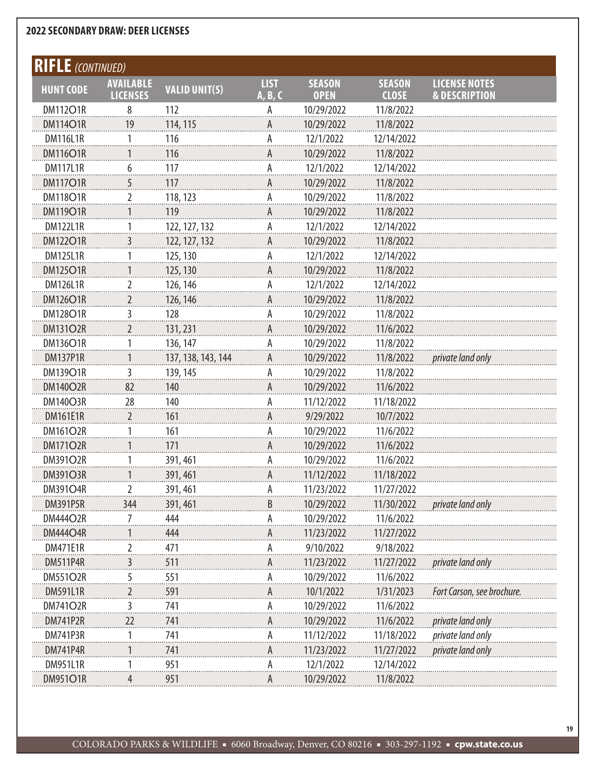## 2022 SECONDARY DRAW: DEER LICENSES

### RIFLE *(CONTINUED)*

| HUNT CODE | AVAILABLE LICENSES | VALID UNIT(S) | LIST A, B, C | SEASON OPEN | SEASON CLOSE | LICENSE NOTES & DESCRIPTION |
|---|---|---|---|---|---|---|
| DM112O1R | 8 | 112 | A | 10/29/2022 | 11/8/2022 | |
| DM114O1R | 19 | 114, 115 | A | 10/29/2022 | 11/8/2022 | |
| DM116L1R | 1 | 116 | A | 12/1/2022 | 12/14/2022 | |
| DM116O1R | 1 | 116 | A | 10/29/2022 | 11/8/2022 | |
| DM117L1R | 6 | 117 | A | 12/1/2022 | 12/14/2022 | |
| DM117O1R | 5 | 117 | A | 10/29/2022 | 11/8/2022 | |
| DM118O1R | 2 | 118, 123 | A | 10/29/2022 | 11/8/2022 | |
| DM119O1R | 1 | 119 | A | 10/29/2022 | 11/8/2022 | |
| DM122L1R | 1 | 122, 127, 132 | A | 12/1/2022 | 12/14/2022 | |
| DM122O1R | 3 | 122, 127, 132 | A | 10/29/2022 | 11/8/2022 | |
| DM125L1R | 1 | 125, 130 | A | 12/1/2022 | 12/14/2022 | |
| DM125O1R | 1 | 125, 130 | A | 10/29/2022 | 11/8/2022 | |
| DM126L1R | 2 | 126, 146 | A | 12/1/2022 | 12/14/2022 | |
| DM126O1R | 2 | 126, 146 | A | 10/29/2022 | 11/8/2022 | |
| DM128O1R | 3 | 128 | A | 10/29/2022 | 11/8/2022 | |
| DM131O2R | 2 | 131, 231 | A | 10/29/2022 | 11/6/2022 | |
| DM136O1R | 1 | 136, 147 | A | 10/29/2022 | 11/8/2022 | |
| DM137P1R | 1 | 137, 138, 143, 144 | A | 10/29/2022 | 11/8/2022 | *private land only* |
| DM139O1R | 3 | 139, 145 | A | 10/29/2022 | 11/8/2022 | |
| DM140O2R | 82 | 140 | A | 10/29/2022 | 11/6/2022 | |
| DM140O3R | 28 | 140 | A | 11/12/2022 | 11/18/2022 | |
| DM161E1R | 2 | 161 | A | 9/29/2022 | 10/7/2022 | |
| DM161O2R | 1 | 161 | A | 10/29/2022 | 11/6/2022 | |
| DM171O2R | 1 | 171 | A | 10/29/2022 | 11/6/2022 | |
| DM391O2R | 1 | 391, 461 | A | 10/29/2022 | 11/6/2022 | |
| DM391O3R | 1 | 391, 461 | A | 11/12/2022 | 11/18/2022 | |
| DM391O4R | 2 | 391, 461 | A | 11/23/2022 | 11/27/2022 | |
| DM391P5R | 344 | 391, 461 | B | 10/29/2022 | 11/30/2022 | *private land only* |
| DM444O2R | 7 | 444 | A | 10/29/2022 | 11/6/2022 | |
| DM444O4R | 1 | 444 | A | 11/23/2022 | 11/27/2022 | |
| DM471E1R | 2 | 471 | A | 9/10/2022 | 9/18/2022 | |
| DM511P4R | 3 | 511 | A | 11/23/2022 | 11/27/2022 | *private land only* |
| DM551O2R | 5 | 551 | A | 10/29/2022 | 11/6/2022 | |
| DM591L1R | 2 | 591 | A | 10/1/2022 | 1/31/2023 | *Fort Carson, see brochure.* |
| DM741O2R | 3 | 741 | A | 10/29/2022 | 11/6/2022 | |
| DM741P2R | 22 | 741 | A | 10/29/2022 | 11/6/2022 | *private land only* |
| DM741P3R | 1 | 741 | A | 11/12/2022 | 11/18/2022 | *private land only* |
| DM741P4R | 1 | 741 | A | 11/23/2022 | 11/27/2022 | *private land only* |
| DM951L1R | 1 | 951 | A | 12/1/2022 | 12/14/2022 | |
| DM951O1R | 4 | 951 | A | 10/29/2022 | 11/8/2022 | |